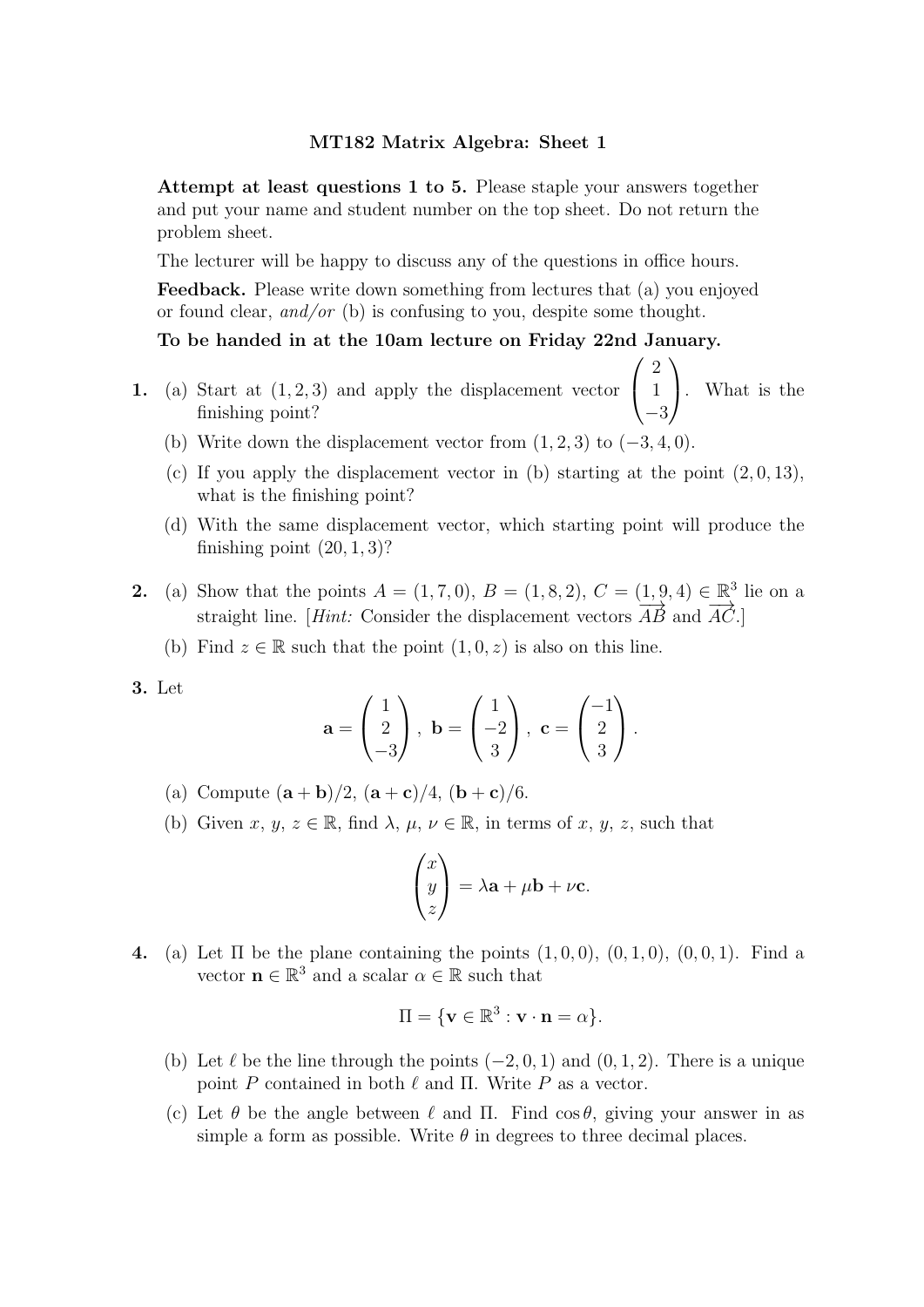# MT182 Matrix Algebra: Sheet 1

**Attempt at least questions 1 to 5.** Please staple your answers together and put your name and student number on the top sheet. Do not return the problem sheet.

The lecturer will be happy to discuss any of the questions in office hours.

**Feedback.** Please write down something from lectures that (a) you enjoyed or found clear, *and/or* (b) is confusing to you, despite some thought.

**To be handed in at the 10am lecture on Friday 22nd January.**

**1.** (a) Start at $(1, 2, 3)$ and apply the displacement vector $\begin{pmatrix} 2 \\ 1 \\ -3 \end{pmatrix}$. What is the finishing point?

(b) Write down the displacement vector from $(1, 2, 3)$ to $(-3, 4, 0)$.

(c) If you apply the displacement vector in (b) starting at the point $(2, 0, 13)$, what is the finishing point?

(d) With the same displacement vector, which starting point will produce the finishing point $(20, 1, 3)$?

**2.** (a) Show that the points $A = (1, 7, 0)$, $B = (1, 8, 2)$, $C = (1, 9, 4) \in \mathbb{R}^3$ lie on a straight line. [*Hint:* Consider the displacement vectors $\overrightarrow{AB}$ and $\overrightarrow{AC}$.]

(b) Find $z \in \mathbb{R}$ such that the point $(1, 0, z)$ is also on this line.

**3.** Let

$$\mathbf{a} = \begin{pmatrix} 1 \\ 2 \\ -3 \end{pmatrix}, \ \mathbf{b} = \begin{pmatrix} 1 \\ -2 \\ 3 \end{pmatrix}, \ \mathbf{c} = \begin{pmatrix} -1 \\ 2 \\ 3 \end{pmatrix}.$$

(a) Compute $(\mathbf{a} + \mathbf{b})/2$, $(\mathbf{a} + \mathbf{c})/4$, $(\mathbf{b} + \mathbf{c})/6$.

(b) Given $x$, $y$, $z \in \mathbb{R}$, find $\lambda$, $\mu$, $\nu \in \mathbb{R}$, in terms of $x$, $y$, $z$, such that

$$\begin{pmatrix} x \\ y \\ z \end{pmatrix} = \lambda \mathbf{a} + \mu \mathbf{b} + \nu \mathbf{c}.$$

**4.** (a) Let $\Pi$ be the plane containing the points $(1, 0, 0)$, $(0, 1, 0)$, $(0, 0, 1)$. Find a vector $\mathbf{n} \in \mathbb{R}^3$ and a scalar $\alpha \in \mathbb{R}$ such that

$$\Pi = \{\mathbf{v} \in \mathbb{R}^3 : \mathbf{v} \cdot \mathbf{n} = \alpha\}.$$

(b) Let $\ell$ be the line through the points $(-2, 0, 1)$ and $(0, 1, 2)$. There is a unique point $P$ contained in both $\ell$ and $\Pi$. Write $P$ as a vector.

(c) Let $\theta$ be the angle between $\ell$ and $\Pi$. Find $\cos \theta$, giving your answer in as simple a form as possible. Write $\theta$ in degrees to three decimal places.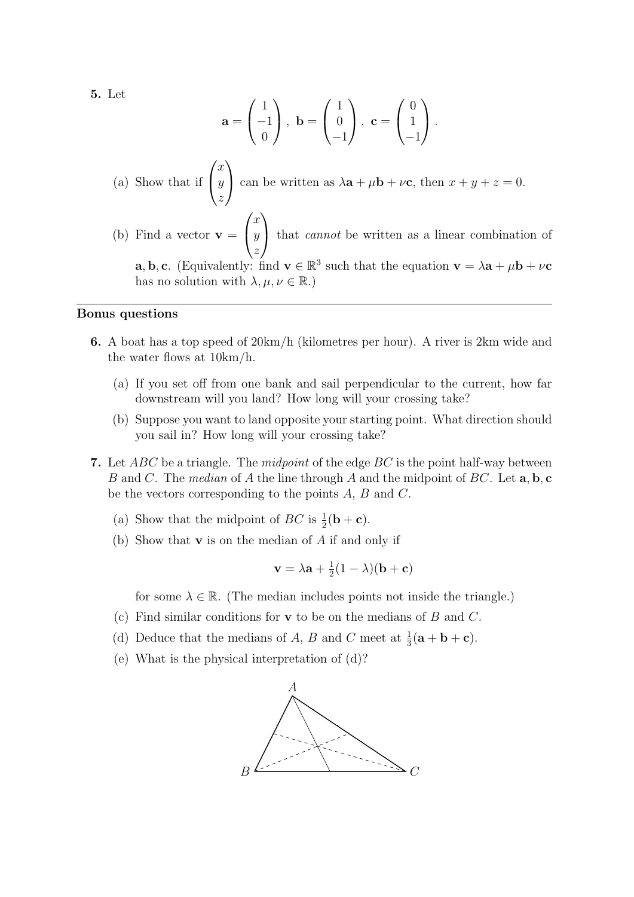**5.** Let

$$\mathbf{a} = \begin{pmatrix} 1 \\ -1 \\ 0 \end{pmatrix}, \ \mathbf{b} = \begin{pmatrix} 1 \\ 0 \\ -1 \end{pmatrix}, \ \mathbf{c} = \begin{pmatrix} 0 \\ 1 \\ -1 \end{pmatrix}.$$

(a) Show that if $\begin{pmatrix} x \\ y \\ z \end{pmatrix}$ can be written as $\lambda\mathbf{a} + \mu\mathbf{b} + \nu\mathbf{c}$, then $x + y + z = 0$.

(b) Find a vector $\mathbf{v} = \begin{pmatrix} x \\ y \\ z \end{pmatrix}$ that *cannot* be written as a linear combination of $\mathbf{a}, \mathbf{b}, \mathbf{c}$. (Equivalently: find $\mathbf{v} \in \mathbb{R}^3$ such that the equation $\mathbf{v} = \lambda\mathbf{a} + \mu\mathbf{b} + \nu\mathbf{c}$ has no solution with $\lambda, \mu, \nu \in \mathbb{R}$.)

---

**Bonus questions**

**6.** A boat has a top speed of 20km/h (kilometres per hour). A river is 2km wide and the water flows at 10km/h.

(a) If you set off from one bank and sail perpendicular to the current, how far downstream will you land? How long will your crossing take?

(b) Suppose you want to land opposite your starting point. What direction should you sail in? How long will your crossing take?

**7.** Let $ABC$ be a triangle. The *midpoint* of the edge $BC$ is the point half-way between $B$ and $C$. The *median* of $A$ the line through $A$ and the midpoint of $BC$. Let $\mathbf{a}, \mathbf{b}, \mathbf{c}$ be the vectors corresponding to the points $A$, $B$ and $C$.

(a) Show that the midpoint of $BC$ is $\frac{1}{2}(\mathbf{b} + \mathbf{c})$.

(b) Show that $\mathbf{v}$ is on the median of $A$ if and only if

$$\mathbf{v} = \lambda\mathbf{a} + \tfrac{1}{2}(1 - \lambda)(\mathbf{b} + \mathbf{c})$$

for some $\lambda \in \mathbb{R}$. (The median includes points not inside the triangle.)

(c) Find similar conditions for $\mathbf{v}$ to be on the medians of $B$ and $C$.

(d) Deduce that the medians of $A$, $B$ and $C$ meet at $\frac{1}{3}(\mathbf{a} + \mathbf{b} + \mathbf{c})$.

(e) What is the physical interpretation of (d)?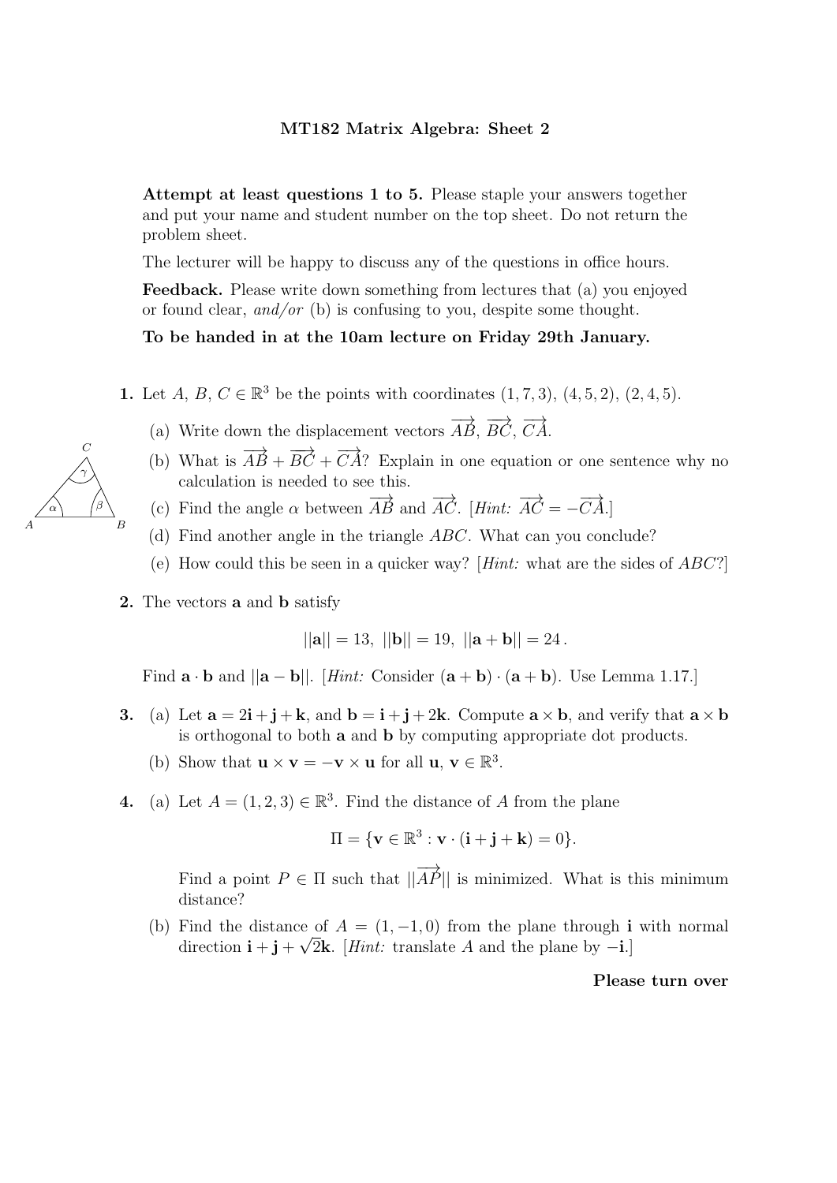**MT182 Matrix Algebra: Sheet 2**

**Attempt at least questions 1 to 5.** Please staple your answers together and put your name and student number on the top sheet. Do not return the problem sheet.

The lecturer will be happy to discuss any of the questions in office hours.

**Feedback.** Please write down something from lectures that (a) you enjoyed or found clear, *and/or* (b) is confusing to you, despite some thought.

**To be handed in at the 10am lecture on Friday 29th January.**

**1.** Let $A$, $B$, $C \in \mathbb{R}^3$ be the points with coordinates $(1, 7, 3)$, $(4, 5, 2)$, $(2, 4, 5)$.

(a) Write down the displacement vectors $\overrightarrow{AB}$, $\overrightarrow{BC}$, $\overrightarrow{CA}$.

(b) What is $\overrightarrow{AB} + \overrightarrow{BC} + \overrightarrow{CA}$? Explain in one equation or one sentence why no calculation is needed to see this.

(c) Find the angle $\alpha$ between $\overrightarrow{AB}$ and $\overrightarrow{AC}$. [*Hint:* $\overrightarrow{AC} = -\overrightarrow{CA}$.]

(d) Find another angle in the triangle $ABC$. What can you conclude?

(e) How could this be seen in a quicker way? [*Hint:* what are the sides of $ABC$?]

**2.** The vectors $\mathbf{a}$ and $\mathbf{b}$ satisfy

$$||\mathbf{a}|| = 13,\ ||\mathbf{b}|| = 19,\ ||\mathbf{a} + \mathbf{b}|| = 24\,.$$

Find $\mathbf{a} \cdot \mathbf{b}$ and $||\mathbf{a} - \mathbf{b}||$. [*Hint:* Consider $(\mathbf{a} + \mathbf{b}) \cdot (\mathbf{a} + \mathbf{b})$. Use Lemma 1.17.]

**3.** (a) Let $\mathbf{a} = 2\mathbf{i} + \mathbf{j} + \mathbf{k}$, and $\mathbf{b} = \mathbf{i} + \mathbf{j} + 2\mathbf{k}$. Compute $\mathbf{a} \times \mathbf{b}$, and verify that $\mathbf{a} \times \mathbf{b}$ is orthogonal to both $\mathbf{a}$ and $\mathbf{b}$ by computing appropriate dot products.

(b) Show that $\mathbf{u} \times \mathbf{v} = -\mathbf{v} \times \mathbf{u}$ for all $\mathbf{u}$, $\mathbf{v} \in \mathbb{R}^3$.

**4.** (a) Let $A = (1, 2, 3) \in \mathbb{R}^3$. Find the distance of $A$ from the plane

$$\Pi = \{\mathbf{v} \in \mathbb{R}^3 : \mathbf{v} \cdot (\mathbf{i} + \mathbf{j} + \mathbf{k}) = 0\}.$$

Find a point $P \in \Pi$ such that $||\overrightarrow{AP}||$ is minimized. What is this minimum distance?

(b) Find the distance of $A = (1, -1, 0)$ from the plane through $\mathbf{i}$ with normal direction $\mathbf{i} + \mathbf{j} + \sqrt{2}\mathbf{k}$. [*Hint:* translate $A$ and the plane by $-\mathbf{i}$.]

**Please turn over**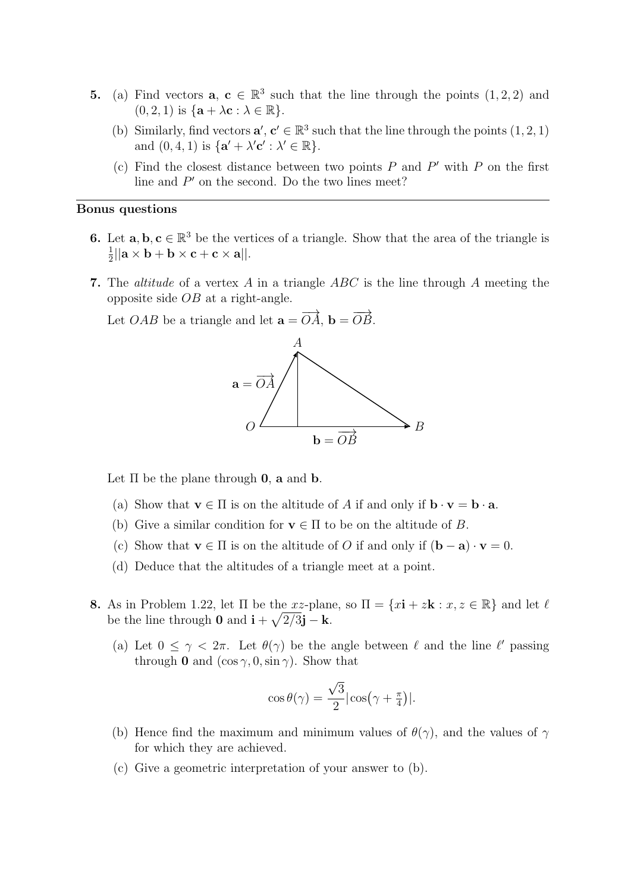**5.** (a) Find vectors $\mathbf{a}$, $\mathbf{c} \in \mathbb{R}^3$ such that the line through the points $(1, 2, 2)$ and $(0, 2, 1)$ is $\{\mathbf{a} + \lambda\mathbf{c} : \lambda \in \mathbb{R}\}$.

(b) Similarly, find vectors $\mathbf{a}'$, $\mathbf{c}' \in \mathbb{R}^3$ such that the line through the points $(1, 2, 1)$ and $(0, 4, 1)$ is $\{\mathbf{a}' + \lambda'\mathbf{c}' : \lambda' \in \mathbb{R}\}$.

(c) Find the closest distance between two points $P$ and $P'$ with $P$ on the first line and $P'$ on the second. Do the two lines meet?

---

## Bonus questions

**6.** Let $\mathbf{a}, \mathbf{b}, \mathbf{c} \in \mathbb{R}^3$ be the vertices of a triangle. Show that the area of the triangle is $\frac{1}{2}||\mathbf{a} \times \mathbf{b} + \mathbf{b} \times \mathbf{c} + \mathbf{c} \times \mathbf{a}||$.

**7.** The *altitude* of a vertex $A$ in a triangle $ABC$ is the line through $A$ meeting the opposite side $OB$ at a right-angle.

Let $OAB$ be a triangle and let $\mathbf{a} = \overrightarrow{OA}$, $\mathbf{b} = \overrightarrow{OB}$.

Let $\Pi$ be the plane through $\mathbf{0}$, $\mathbf{a}$ and $\mathbf{b}$.

(a) Show that $\mathbf{v} \in \Pi$ is on the altitude of $A$ if and only if $\mathbf{b} \cdot \mathbf{v} = \mathbf{b} \cdot \mathbf{a}$.

(b) Give a similar condition for $\mathbf{v} \in \Pi$ to be on the altitude of $B$.

(c) Show that $\mathbf{v} \in \Pi$ is on the altitude of $O$ if and only if $(\mathbf{b} - \mathbf{a}) \cdot \mathbf{v} = 0$.

(d) Deduce that the altitudes of a triangle meet at a point.

**8.** As in Problem 1.22, let $\Pi$ be the $xz$-plane, so $\Pi = \{x\mathbf{i} + z\mathbf{k} : x, z \in \mathbb{R}\}$ and let $\ell$ be the line through $\mathbf{0}$ and $\mathbf{i} + \sqrt{2/3}\mathbf{j} - \mathbf{k}$.

(a) Let $0 \leq \gamma < 2\pi$. Let $\theta(\gamma)$ be the angle between $\ell$ and the line $\ell'$ passing through $\mathbf{0}$ and $(\cos\gamma, 0, \sin\gamma)$. Show that

$$\cos\theta(\gamma) = \frac{\sqrt{3}}{2}|\cos\big(\gamma + \tfrac{\pi}{4}\big)|.$$

(b) Hence find the maximum and minimum values of $\theta(\gamma)$, and the values of $\gamma$ for which they are achieved.

(c) Give a geometric interpretation of your answer to (b).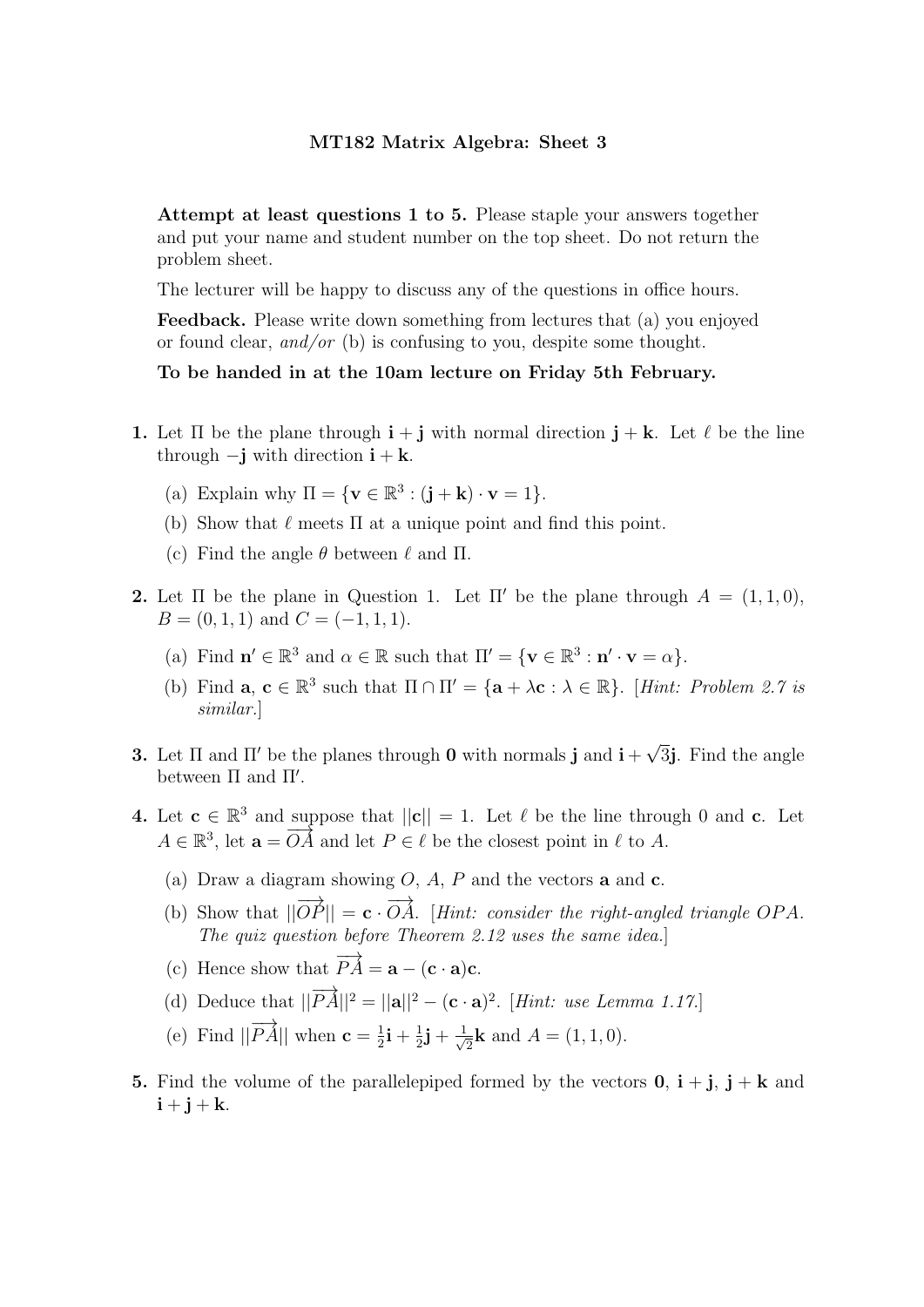# MT182 Matrix Algebra: Sheet 3

**Attempt at least questions 1 to 5.** Please staple your answers together and put your name and student number on the top sheet. Do not return the problem sheet.

The lecturer will be happy to discuss any of the questions in office hours.

**Feedback.** Please write down something from lectures that (a) you enjoyed or found clear, *and/or* (b) is confusing to you, despite some thought.

**To be handed in at the 10am lecture on Friday 5th February.**

**1.** Let $\Pi$ be the plane through $\mathbf{i} + \mathbf{j}$ with normal direction $\mathbf{j} + \mathbf{k}$. Let $\ell$ be the line through $-\mathbf{j}$ with direction $\mathbf{i} + \mathbf{k}$.

(a) Explain why $\Pi = \{\mathbf{v} \in \mathbb{R}^3 : (\mathbf{j} + \mathbf{k}) \cdot \mathbf{v} = 1\}$.

(b) Show that $\ell$ meets $\Pi$ at a unique point and find this point.

(c) Find the angle $\theta$ between $\ell$ and $\Pi$.

**2.** Let $\Pi$ be the plane in Question 1. Let $\Pi'$ be the plane through $A = (1, 1, 0)$, $B = (0, 1, 1)$ and $C = (-1, 1, 1)$.

(a) Find $\mathbf{n}' \in \mathbb{R}^3$ and $\alpha \in \mathbb{R}$ such that $\Pi' = \{\mathbf{v} \in \mathbb{R}^3 : \mathbf{n}' \cdot \mathbf{v} = \alpha\}$.

(b) Find $\mathbf{a}$, $\mathbf{c} \in \mathbb{R}^3$ such that $\Pi \cap \Pi' = \{\mathbf{a} + \lambda\mathbf{c} : \lambda \in \mathbb{R}\}$. [*Hint: Problem 2.7 is similar.*]

**3.** Let $\Pi$ and $\Pi'$ be the planes through $\mathbf{0}$ with normals $\mathbf{j}$ and $\mathbf{i} + \sqrt{3}\mathbf{j}$. Find the angle between $\Pi$ and $\Pi'$.

**4.** Let $\mathbf{c} \in \mathbb{R}^3$ and suppose that $||\mathbf{c}|| = 1$. Let $\ell$ be the line through 0 and $\mathbf{c}$. Let $A \in \mathbb{R}^3$, let $\mathbf{a} = \overrightarrow{OA}$ and let $P \in \ell$ be the closest point in $\ell$ to $A$.

(a) Draw a diagram showing $O$, $A$, $P$ and the vectors $\mathbf{a}$ and $\mathbf{c}$.

(b) Show that $||\overrightarrow{OP}|| = \mathbf{c} \cdot \overrightarrow{OA}$. [*Hint: consider the right-angled triangle $OPA$. The quiz question before Theorem 2.12 uses the same idea.*]

(c) Hence show that $\overrightarrow{PA} = \mathbf{a} - (\mathbf{c} \cdot \mathbf{a})\mathbf{c}$.

(d) Deduce that $||\overrightarrow{PA}||^2 = ||\mathbf{a}||^2 - (\mathbf{c} \cdot \mathbf{a})^2$. [*Hint: use Lemma 1.17.*]

(e) Find $||\overrightarrow{PA}||$ when $\mathbf{c} = \frac{1}{2}\mathbf{i} + \frac{1}{2}\mathbf{j} + \frac{1}{\sqrt{2}}\mathbf{k}$ and $A = (1, 1, 0)$.

**5.** Find the volume of the parallelepiped formed by the vectors $\mathbf{0}$, $\mathbf{i} + \mathbf{j}$, $\mathbf{j} + \mathbf{k}$ and $\mathbf{i} + \mathbf{j} + \mathbf{k}$.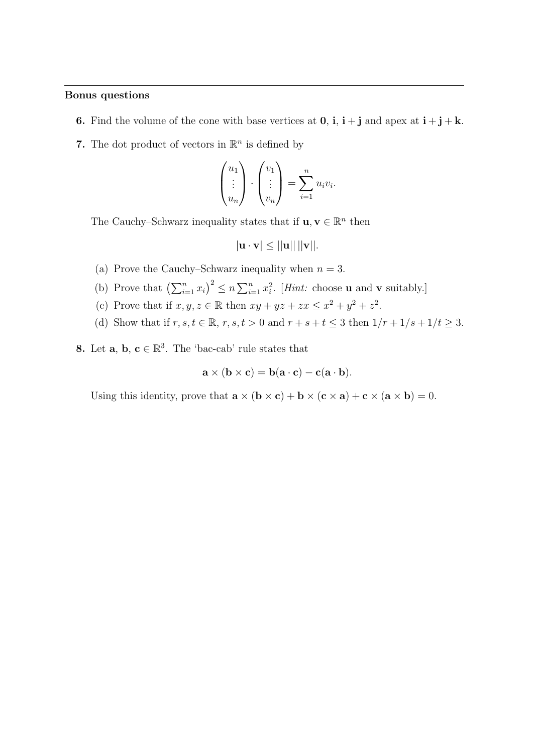---

**Bonus questions**

**6.** Find the volume of the cone with base vertices at $\mathbf{0}$, $\mathbf{i}$, $\mathbf{i}+\mathbf{j}$ and apex at $\mathbf{i}+\mathbf{j}+\mathbf{k}$.

**7.** The dot product of vectors in $\mathbb{R}^n$ is defined by

$$\begin{pmatrix} u_1 \\ \vdots \\ u_n \end{pmatrix} \cdot \begin{pmatrix} v_1 \\ \vdots \\ v_n \end{pmatrix} = \sum_{i=1}^{n} u_i v_i.$$

The Cauchy–Schwarz inequality states that if $\mathbf{u}, \mathbf{v} \in \mathbb{R}^n$ then

$$|\mathbf{u} \cdot \mathbf{v}| \leq ||\mathbf{u}||\,||\mathbf{v}||.$$

(a) Prove the Cauchy–Schwarz inequality when $n = 3$.

(b) Prove that $\left(\sum_{i=1}^{n} x_i\right)^2 \leq n \sum_{i=1}^{n} x_i^2$. [*Hint:* choose $\mathbf{u}$ and $\mathbf{v}$ suitably.]

(c) Prove that if $x, y, z \in \mathbb{R}$ then $xy + yz + zx \leq x^2 + y^2 + z^2$.

(d) Show that if $r, s, t \in \mathbb{R}$, $r, s, t > 0$ and $r + s + t \leq 3$ then $1/r + 1/s + 1/t \geq 3$.

**8.** Let $\mathbf{a}$, $\mathbf{b}$, $\mathbf{c} \in \mathbb{R}^3$. The 'bac-cab' rule states that

$$\mathbf{a} \times (\mathbf{b} \times \mathbf{c}) = \mathbf{b}(\mathbf{a} \cdot \mathbf{c}) - \mathbf{c}(\mathbf{a} \cdot \mathbf{b}).$$

Using this identity, prove that $\mathbf{a} \times (\mathbf{b} \times \mathbf{c}) + \mathbf{b} \times (\mathbf{c} \times \mathbf{a}) + \mathbf{c} \times (\mathbf{a} \times \mathbf{b}) = 0$.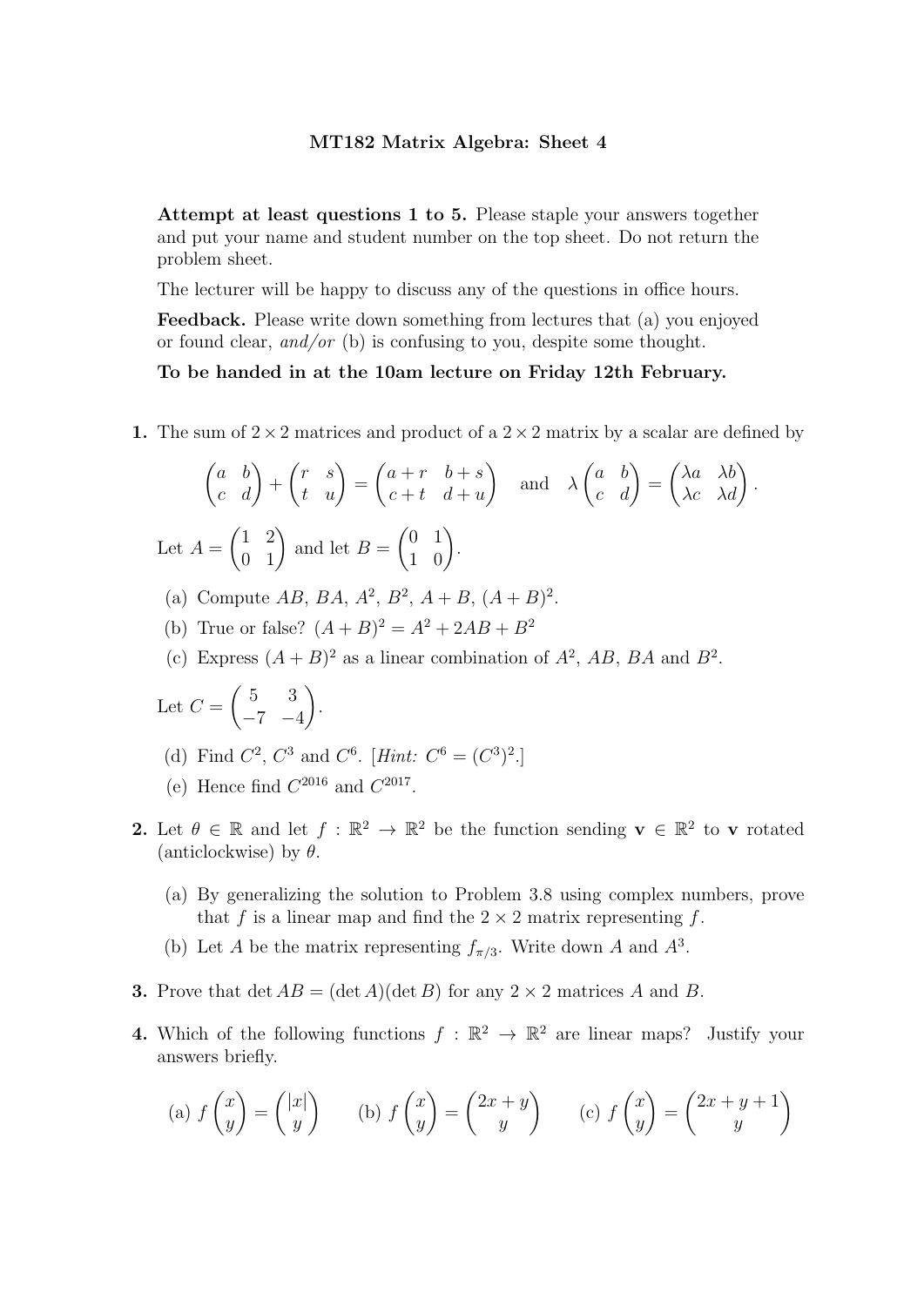# MT182 Matrix Algebra: Sheet 4

**Attempt at least questions 1 to 5.** Please staple your answers together and put your name and student number on the top sheet. Do not return the problem sheet.

The lecturer will be happy to discuss any of the questions in office hours.

**Feedback.** Please write down something from lectures that (a) you enjoyed or found clear, *and/or* (b) is confusing to you, despite some thought.

**To be handed in at the 10am lecture on Friday 12th February.**

**1.** The sum of $2 \times 2$ matrices and product of a $2 \times 2$ matrix by a scalar are defined by

$$\begin{pmatrix} a & b \\ c & d \end{pmatrix} + \begin{pmatrix} r & s \\ t & u \end{pmatrix} = \begin{pmatrix} a+r & b+s \\ c+t & d+u \end{pmatrix} \quad \text{and} \quad \lambda \begin{pmatrix} a & b \\ c & d \end{pmatrix} = \begin{pmatrix} \lambda a & \lambda b \\ \lambda c & \lambda d \end{pmatrix}.$$

Let $A = \begin{pmatrix} 1 & 2 \\ 0 & 1 \end{pmatrix}$ and let $B = \begin{pmatrix} 0 & 1 \\ 1 & 0 \end{pmatrix}$.

(a) Compute $AB$, $BA$, $A^2$, $B^2$, $A+B$, $(A+B)^2$.

(b) True or false? $(A+B)^2 = A^2 + 2AB + B^2$

(c) Express $(A+B)^2$ as a linear combination of $A^2$, $AB$, $BA$ and $B^2$.

Let $C = \begin{pmatrix} 5 & 3 \\ -7 & -4 \end{pmatrix}$.

(d) Find $C^2$, $C^3$ and $C^6$. [*Hint:* $C^6 = (C^3)^2$.]

(e) Hence find $C^{2016}$ and $C^{2017}$.

**2.** Let $\theta \in \mathbb{R}$ and let $f : \mathbb{R}^2 \to \mathbb{R}^2$ be the function sending $\mathbf{v} \in \mathbb{R}^2$ to $\mathbf{v}$ rotated (anticlockwise) by $\theta$.

(a) By generalizing the solution to Problem 3.8 using complex numbers, prove that $f$ is a linear map and find the $2 \times 2$ matrix representing $f$.

(b) Let $A$ be the matrix representing $f_{\pi/3}$. Write down $A$ and $A^3$.

**3.** Prove that $\det AB = (\det A)(\det B)$ for any $2 \times 2$ matrices $A$ and $B$.

**4.** Which of the following functions $f : \mathbb{R}^2 \to \mathbb{R}^2$ are linear maps? Justify your answers briefly.

(a) $f\begin{pmatrix} x \\ y \end{pmatrix} = \begin{pmatrix} |x| \\ y \end{pmatrix}$ (b) $f\begin{pmatrix} x \\ y \end{pmatrix} = \begin{pmatrix} 2x+y \\ y \end{pmatrix}$ (c) $f\begin{pmatrix} x \\ y \end{pmatrix} = \begin{pmatrix} 2x+y+1 \\ y \end{pmatrix}$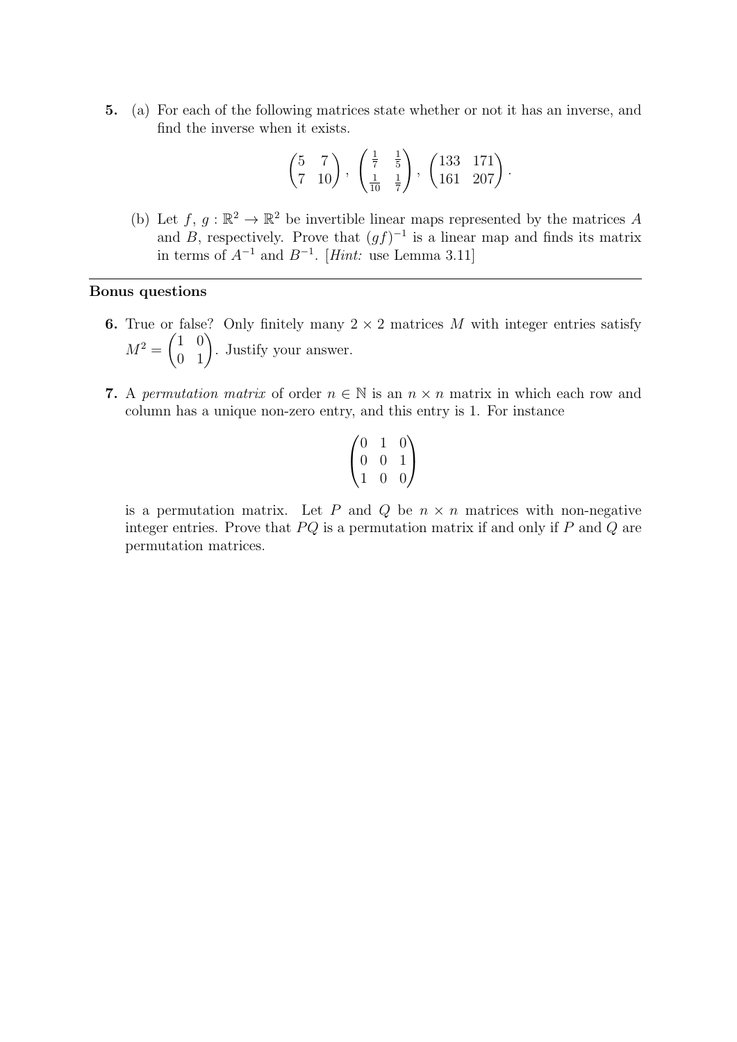**5.** (a) For each of the following matrices state whether or not it has an inverse, and find the inverse when it exists.

$$\begin{pmatrix} 5 & 7 \\ 7 & 10 \end{pmatrix}, \begin{pmatrix} \frac{1}{7} & \frac{1}{5} \\ \frac{1}{10} & \frac{1}{7} \end{pmatrix}, \begin{pmatrix} 133 & 171 \\ 161 & 207 \end{pmatrix}.$$

(b) Let $f,\, g : \mathbb{R}^2 \to \mathbb{R}^2$ be invertible linear maps represented by the matrices $A$ and $B$, respectively. Prove that $(gf)^{-1}$ is a linear map and finds its matrix in terms of $A^{-1}$ and $B^{-1}$. [*Hint:* use Lemma 3.11]

---

**Bonus questions**

**6.** True or false? Only finitely many $2 \times 2$ matrices $M$ with integer entries satisfy $M^2 = \begin{pmatrix} 1 & 0 \\ 0 & 1 \end{pmatrix}$. Justify your answer.

**7.** A *permutation matrix* of order $n \in \mathbb{N}$ is an $n \times n$ matrix in which each row and column has a unique non-zero entry, and this entry is 1. For instance

$$\begin{pmatrix} 0 & 1 & 0 \\ 0 & 0 & 1 \\ 1 & 0 & 0 \end{pmatrix}$$

is a permutation matrix. Let $P$ and $Q$ be $n \times n$ matrices with non-negative integer entries. Prove that $PQ$ is a permutation matrix if and only if $P$ and $Q$ are permutation matrices.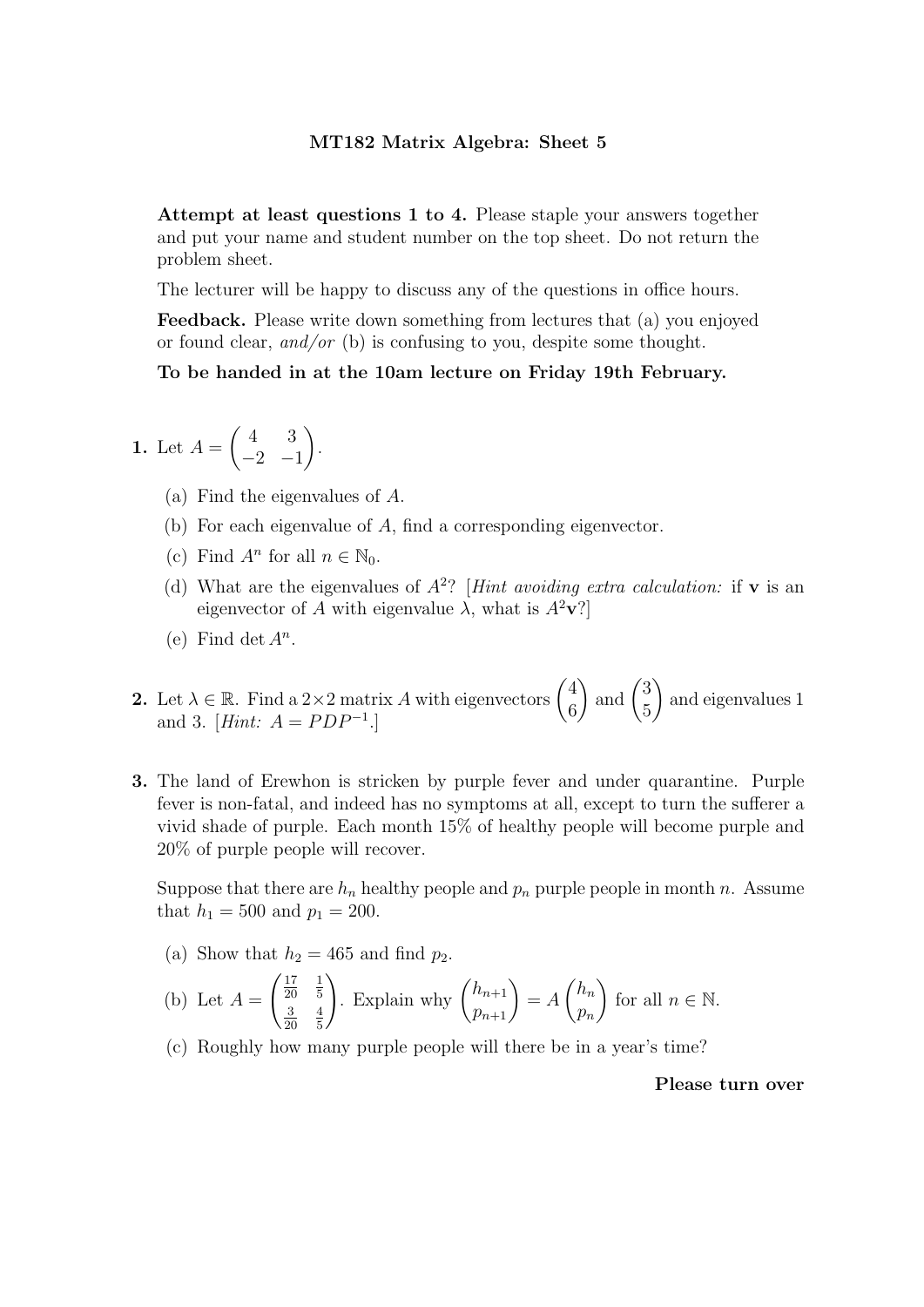# MT182 Matrix Algebra: Sheet 5

**Attempt at least questions 1 to 4.** Please staple your answers together and put your name and student number on the top sheet. Do not return the problem sheet.

The lecturer will be happy to discuss any of the questions in office hours.

**Feedback.** Please write down something from lectures that (a) you enjoyed or found clear, *and/or* (b) is confusing to you, despite some thought.

**To be handed in at the 10am lecture on Friday 19th February.**

**1.** Let $A = \begin{pmatrix} 4 & 3 \\ -2 & -1 \end{pmatrix}$.

(a) Find the eigenvalues of $A$.

(b) For each eigenvalue of $A$, find a corresponding eigenvector.

(c) Find $A^n$ for all $n \in \mathbb{N}_0$.

(d) What are the eigenvalues of $A^2$? [*Hint avoiding extra calculation:* if $\mathbf{v}$ is an eigenvector of $A$ with eigenvalue $\lambda$, what is $A^2\mathbf{v}$?]

(e) Find $\det A^n$.

**2.** Let $\lambda \in \mathbb{R}$. Find a $2 \times 2$ matrix $A$ with eigenvectors $\begin{pmatrix} 4 \\ 6 \end{pmatrix}$ and $\begin{pmatrix} 3 \\ 5 \end{pmatrix}$ and eigenvalues 1 and 3. [*Hint:* $A = PDP^{-1}$.]

**3.** The land of Erewhon is stricken by purple fever and under quarantine. Purple fever is non-fatal, and indeed has no symptoms at all, except to turn the sufferer a vivid shade of purple. Each month 15% of healthy people will become purple and 20% of purple people will recover.

Suppose that there are $h_n$ healthy people and $p_n$ purple people in month $n$. Assume that $h_1 = 500$ and $p_1 = 200$.

(a) Show that $h_2 = 465$ and find $p_2$.

(b) Let $A = \begin{pmatrix} \frac{17}{20} & \frac{1}{5} \\ \frac{3}{20} & \frac{4}{5} \end{pmatrix}$. Explain why $\begin{pmatrix} h_{n+1} \\ p_{n+1} \end{pmatrix} = A \begin{pmatrix} h_n \\ p_n \end{pmatrix}$ for all $n \in \mathbb{N}$.

(c) Roughly how many purple people will there be in a year's time?

**Please turn over**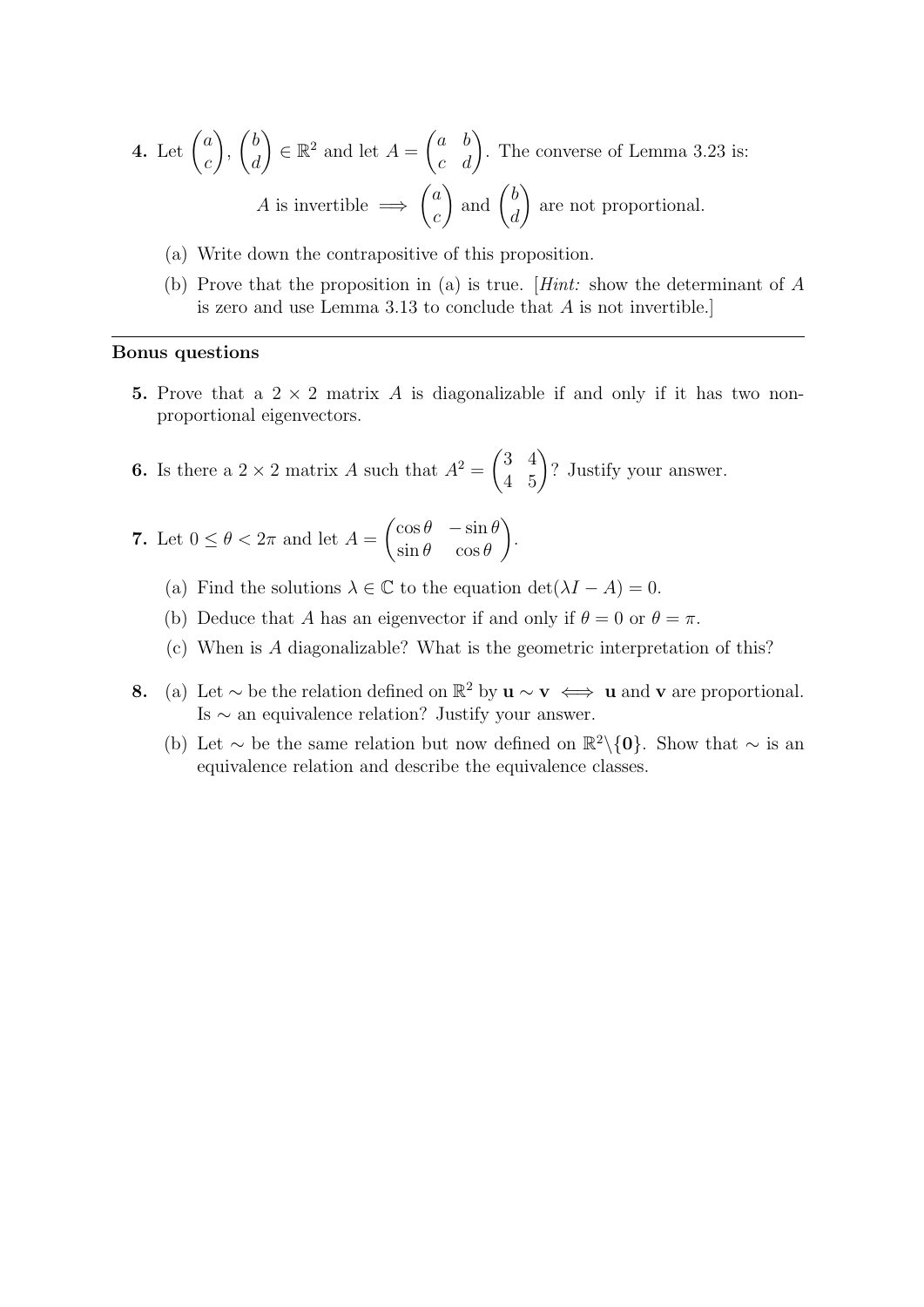**4.** Let $\begin{pmatrix} a \\ c \end{pmatrix}, \begin{pmatrix} b \\ d \end{pmatrix} \in \mathbb{R}^2$ and let $A = \begin{pmatrix} a & b \\ c & d \end{pmatrix}$. The converse of Lemma 3.23 is:

$$A \text{ is invertible} \implies \begin{pmatrix} a \\ c \end{pmatrix} \text{ and } \begin{pmatrix} b \\ d \end{pmatrix} \text{ are not proportional.}$$

(a) Write down the contrapositive of this proposition.

(b) Prove that the proposition in (a) is true. [*Hint:* show the determinant of $A$ is zero and use Lemma 3.13 to conclude that $A$ is not invertible.]

---

**Bonus questions**

**5.** Prove that a $2 \times 2$ matrix $A$ is diagonalizable if and only if it has two non-proportional eigenvectors.

**6.** Is there a $2 \times 2$ matrix $A$ such that $A^2 = \begin{pmatrix} 3 & 4 \\ 4 & 5 \end{pmatrix}$? Justify your answer.

**7.** Let $0 \leq \theta < 2\pi$ and let $A = \begin{pmatrix} \cos\theta & -\sin\theta \\ \sin\theta & \cos\theta \end{pmatrix}$.

(a) Find the solutions $\lambda \in \mathbb{C}$ to the equation $\det(\lambda I - A) = 0$.

(b) Deduce that $A$ has an eigenvector if and only if $\theta = 0$ or $\theta = \pi$.

(c) When is $A$ diagonalizable? What is the geometric interpretation of this?

**8.** (a) Let $\sim$ be the relation defined on $\mathbb{R}^2$ by $\mathbf{u} \sim \mathbf{v} \iff \mathbf{u}$ and $\mathbf{v}$ are proportional. Is $\sim$ an equivalence relation? Justify your answer.

(b) Let $\sim$ be the same relation but now defined on $\mathbb{R}^2 \backslash \{\mathbf{0}\}$. Show that $\sim$ is an equivalence relation and describe the equivalence classes.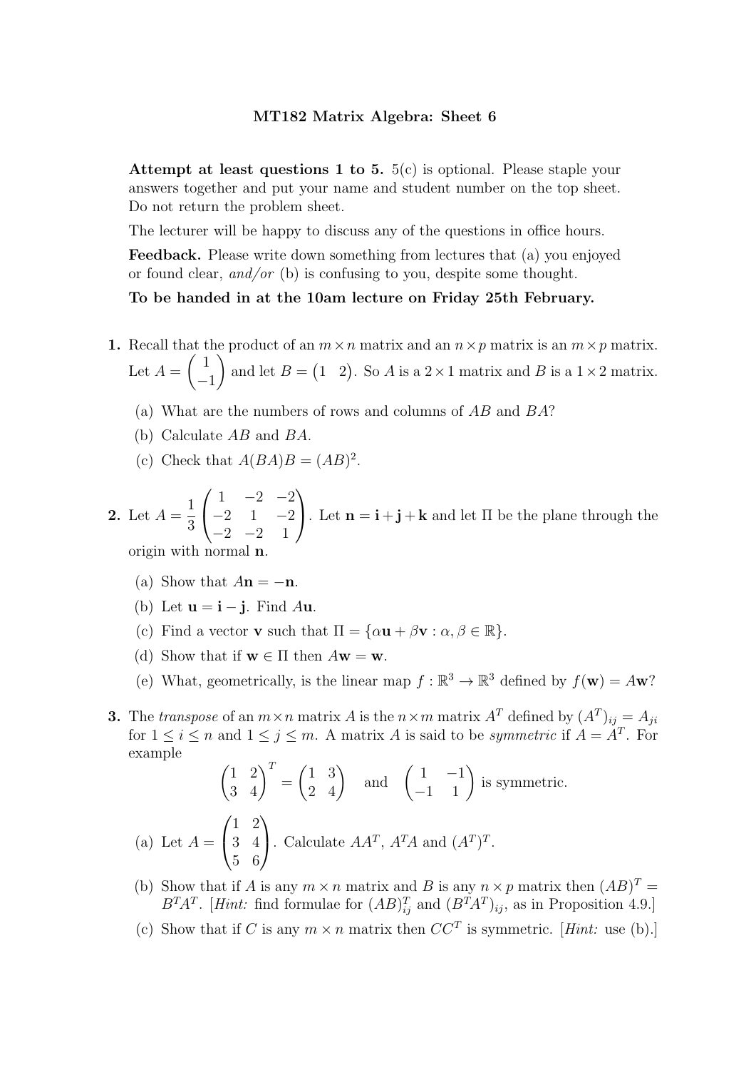# MT182 Matrix Algebra: Sheet 6

**Attempt at least questions 1 to 5.** 5(c) is optional. Please staple your answers together and put your name and student number on the top sheet. Do not return the problem sheet.

The lecturer will be happy to discuss any of the questions in office hours.

**Feedback.** Please write down something from lectures that (a) you enjoyed or found clear, *and/or* (b) is confusing to you, despite some thought.

**To be handed in at the 10am lecture on Friday 25th February.**

**1.** Recall that the product of an $m \times n$ matrix and an $n \times p$ matrix is an $m \times p$ matrix. Let $A = \begin{pmatrix} 1 \\ -1 \end{pmatrix}$ and let $B = \begin{pmatrix} 1 & 2 \end{pmatrix}$. So $A$ is a $2 \times 1$ matrix and $B$ is a $1 \times 2$ matrix.

(a) What are the numbers of rows and columns of $AB$ and $BA$?

(b) Calculate $AB$ and $BA$.

(c) Check that $A(BA)B = (AB)^2$.

**2.** Let $A = \frac{1}{3}\begin{pmatrix} 1 & -2 & -2 \\ -2 & 1 & -2 \\ -2 & -2 & 1 \end{pmatrix}$. Let $\mathbf{n} = \mathbf{i} + \mathbf{j} + \mathbf{k}$ and let $\Pi$ be the plane through the origin with normal $\mathbf{n}$.

(a) Show that $A\mathbf{n} = -\mathbf{n}$.

(b) Let $\mathbf{u} = \mathbf{i} - \mathbf{j}$. Find $A\mathbf{u}$.

(c) Find a vector $\mathbf{v}$ such that $\Pi = \{\alpha\mathbf{u} + \beta\mathbf{v} : \alpha, \beta \in \mathbb{R}\}$.

(d) Show that if $\mathbf{w} \in \Pi$ then $A\mathbf{w} = \mathbf{w}$.

(e) What, geometrically, is the linear map $f : \mathbb{R}^3 \to \mathbb{R}^3$ defined by $f(\mathbf{w}) = A\mathbf{w}$?

**3.** The *transpose* of an $m \times n$ matrix $A$ is the $n \times m$ matrix $A^T$ defined by $(A^T)_{ij} = A_{ji}$ for $1 \leq i \leq n$ and $1 \leq j \leq m$. A matrix $A$ is said to be *symmetric* if $A = A^T$. For example

$$\begin{pmatrix} 1 & 2 \\ 3 & 4 \end{pmatrix}^T = \begin{pmatrix} 1 & 3 \\ 2 & 4 \end{pmatrix} \quad \text{and} \quad \begin{pmatrix} 1 & -1 \\ -1 & 1 \end{pmatrix} \text{ is symmetric.}$$

(a) Let $A = \begin{pmatrix} 1 & 2 \\ 3 & 4 \\ 5 & 6 \end{pmatrix}$. Calculate $AA^T$, $A^TA$ and $(A^T)^T$.

(b) Show that if $A$ is any $m \times n$ matrix and $B$ is any $n \times p$ matrix then $(AB)^T = B^TA^T$. [*Hint:* find formulae for $(AB)^T_{ij}$ and $(B^TA^T)_{ij}$, as in Proposition 4.9.]

(c) Show that if $C$ is any $m \times n$ matrix then $CC^T$ is symmetric. [*Hint:* use (b).]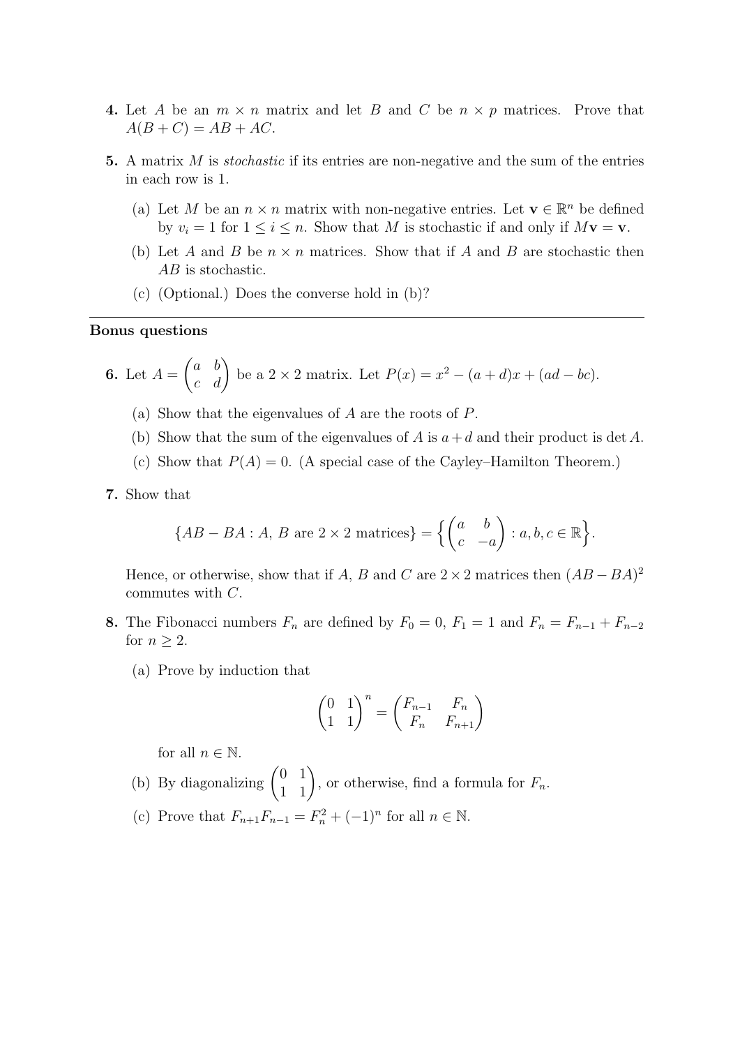**4.** Let $A$ be an $m \times n$ matrix and let $B$ and $C$ be $n \times p$ matrices. Prove that $A(B + C) = AB + AC$.

**5.** A matrix $M$ is *stochastic* if its entries are non-negative and the sum of the entries in each row is 1.

(a) Let $M$ be an $n \times n$ matrix with non-negative entries. Let $\mathbf{v} \in \mathbb{R}^n$ be defined by $v_i = 1$ for $1 \leq i \leq n$. Show that $M$ is stochastic if and only if $M\mathbf{v} = \mathbf{v}$.

(b) Let $A$ and $B$ be $n \times n$ matrices. Show that if $A$ and $B$ are stochastic then $AB$ is stochastic.

(c) (Optional.) Does the converse hold in (b)?

---

## Bonus questions

**6.** Let $A = \begin{pmatrix} a & b \\ c & d \end{pmatrix}$ be a $2 \times 2$ matrix. Let $P(x) = x^2 - (a + d)x + (ad - bc)$.

(a) Show that the eigenvalues of $A$ are the roots of $P$.

(b) Show that the sum of the eigenvalues of $A$ is $a + d$ and their product is $\det A$.

(c) Show that $P(A) = 0$. (A special case of the Cayley–Hamilton Theorem.)

**7.** Show that

$$\{AB - BA : A, B \text{ are } 2 \times 2 \text{ matrices}\} = \left\{ \begin{pmatrix} a & b \\ c & -a \end{pmatrix} : a, b, c \in \mathbb{R} \right\}.$$

Hence, or otherwise, show that if $A$, $B$ and $C$ are $2 \times 2$ matrices then $(AB - BA)^2$ commutes with $C$.

**8.** The Fibonacci numbers $F_n$ are defined by $F_0 = 0$, $F_1 = 1$ and $F_n = F_{n-1} + F_{n-2}$ for $n \geq 2$.

(a) Prove by induction that

$$\begin{pmatrix} 0 & 1 \\ 1 & 1 \end{pmatrix}^n = \begin{pmatrix} F_{n-1} & F_n \\ F_n & F_{n+1} \end{pmatrix}$$

for all $n \in \mathbb{N}$.

(b) By diagonalizing $\begin{pmatrix} 0 & 1 \\ 1 & 1 \end{pmatrix}$, or otherwise, find a formula for $F_n$.

(c) Prove that $F_{n+1}F_{n-1} = F_n^2 + (-1)^n$ for all $n \in \mathbb{N}$.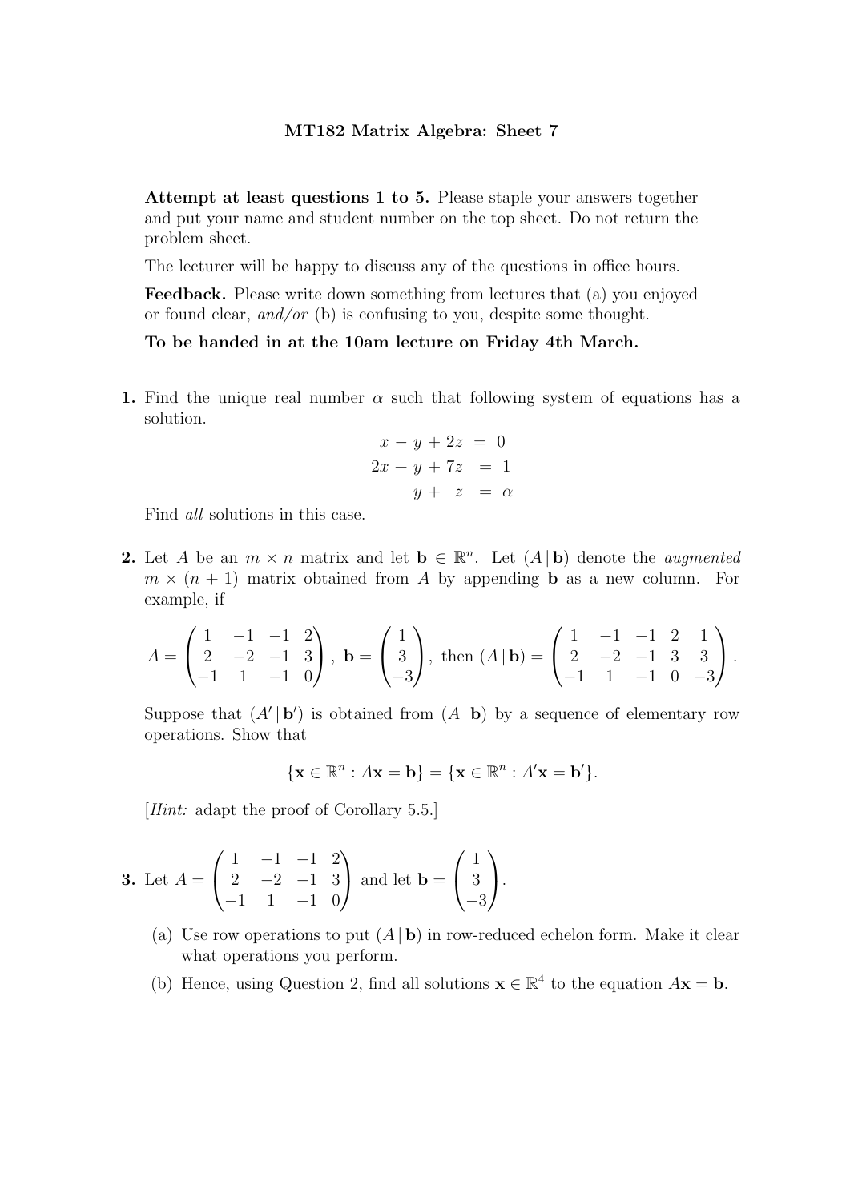# MT182 Matrix Algebra: Sheet 7

**Attempt at least questions 1 to 5.** Please staple your answers together and put your name and student number on the top sheet. Do not return the problem sheet.

The lecturer will be happy to discuss any of the questions in office hours.

**Feedback.** Please write down something from lectures that (a) you enjoyed or found clear, *and/or* (b) is confusing to you, despite some thought.

**To be handed in at the 10am lecture on Friday 4th March.**

**1.** Find the unique real number $\alpha$ such that following system of equations has a solution.

$$\begin{aligned} x - y + 2z &= 0 \\ 2x + y + 7z &= 1 \\ y + z &= \alpha \end{aligned}$$

Find *all* solutions in this case.

**2.** Let $A$ be an $m \times n$ matrix and let $\mathbf{b} \in \mathbb{R}^n$. Let $(A \,|\, \mathbf{b})$ denote the *augmented* $m \times (n+1)$ matrix obtained from $A$ by appending $\mathbf{b}$ as a new column. For example, if

$$A = \begin{pmatrix} 1 & -1 & -1 & 2 \\ 2 & -2 & -1 & 3 \\ -1 & 1 & -1 & 0 \end{pmatrix}, \; \mathbf{b} = \begin{pmatrix} 1 \\ 3 \\ -3 \end{pmatrix}, \text{ then } (A \,|\, \mathbf{b}) = \begin{pmatrix} 1 & -1 & -1 & 2 & 1 \\ 2 & -2 & -1 & 3 & 3 \\ -1 & 1 & -1 & 0 & -3 \end{pmatrix}.$$

Suppose that $(A' \,|\, \mathbf{b}')$ is obtained from $(A \,|\, \mathbf{b})$ by a sequence of elementary row operations. Show that

$$\{\mathbf{x} \in \mathbb{R}^n : A\mathbf{x} = \mathbf{b}\} = \{\mathbf{x} \in \mathbb{R}^n : A'\mathbf{x} = \mathbf{b}'\}.$$

[*Hint:* adapt the proof of Corollary 5.5.]

**3.** Let $A = \begin{pmatrix} 1 & -1 & -1 & 2 \\ 2 & -2 & -1 & 3 \\ -1 & 1 & -1 & 0 \end{pmatrix}$ and let $\mathbf{b} = \begin{pmatrix} 1 \\ 3 \\ -3 \end{pmatrix}$.

(a) Use row operations to put $(A \,|\, \mathbf{b})$ in row-reduced echelon form. Make it clear what operations you perform.

(b) Hence, using Question 2, find all solutions $\mathbf{x} \in \mathbb{R}^4$ to the equation $A\mathbf{x} = \mathbf{b}$.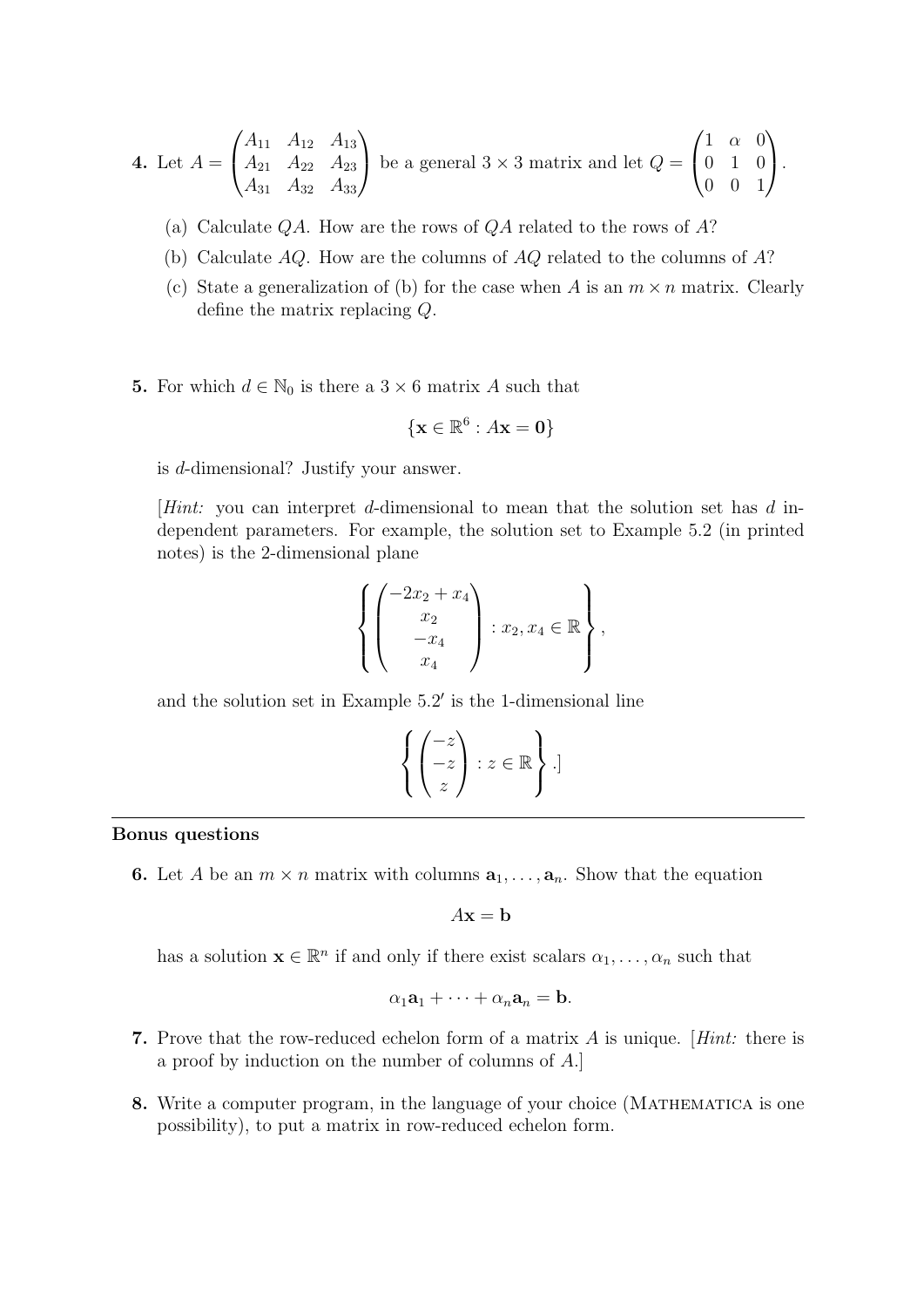**4.** Let $A = \begin{pmatrix} A_{11} & A_{12} & A_{13} \\ A_{21} & A_{22} & A_{23} \\ A_{31} & A_{32} & A_{33} \end{pmatrix}$ be a general $3 \times 3$ matrix and let $Q = \begin{pmatrix} 1 & \alpha & 0 \\ 0 & 1 & 0 \\ 0 & 0 & 1 \end{pmatrix}$.

(a) Calculate $QA$. How are the rows of $QA$ related to the rows of $A$?

(b) Calculate $AQ$. How are the columns of $AQ$ related to the columns of $A$?

(c) State a generalization of (b) for the case when $A$ is an $m \times n$ matrix. Clearly define the matrix replacing $Q$.

**5.** For which $d \in \mathbb{N}_0$ is there a $3 \times 6$ matrix $A$ such that

$$\{\mathbf{x} \in \mathbb{R}^6 : A\mathbf{x} = \mathbf{0}\}$$

is $d$-dimensional? Justify your answer.

[*Hint:* you can interpret $d$-dimensional to mean that the solution set has $d$ independent parameters. For example, the solution set to Example 5.2 (in printed notes) is the 2-dimensional plane

$$\left\{ \begin{pmatrix} -2x_2 + x_4 \\ x_2 \\ -x_4 \\ x_4 \end{pmatrix} : x_2, x_4 \in \mathbb{R} \right\},$$

and the solution set in Example 5.2$'$ is the 1-dimensional line

$$\left\{ \begin{pmatrix} -z \\ -z \\ z \end{pmatrix} : z \in \mathbb{R} \right\}.]$$

## Bonus questions

**6.** Let $A$ be an $m \times n$ matrix with columns $\mathbf{a}_1, \dots, \mathbf{a}_n$. Show that the equation

$$A\mathbf{x} = \mathbf{b}$$

has a solution $\mathbf{x} \in \mathbb{R}^n$ if and only if there exist scalars $\alpha_1, \dots, \alpha_n$ such that

$$\alpha_1 \mathbf{a}_1 + \cdots + \alpha_n \mathbf{a}_n = \mathbf{b}.$$

**7.** Prove that the row-reduced echelon form of a matrix $A$ is unique. [*Hint:* there is a proof by induction on the number of columns of $A$.]

**8.** Write a computer program, in the language of your choice (MATHEMATICA is one possibility), to put a matrix in row-reduced echelon form.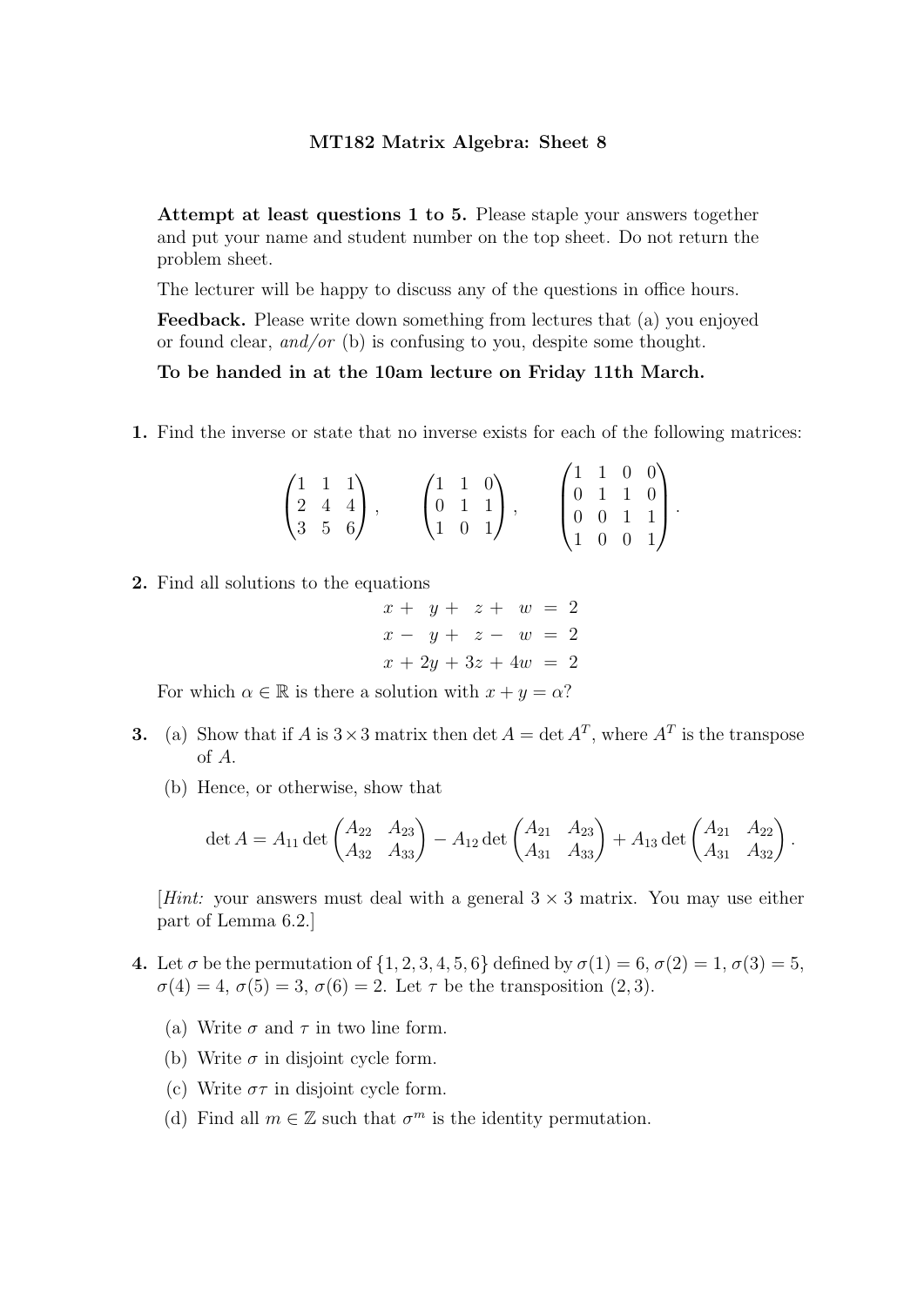# MT182 Matrix Algebra: Sheet 8

**Attempt at least questions 1 to 5.** Please staple your answers together and put your name and student number on the top sheet. Do not return the problem sheet.

The lecturer will be happy to discuss any of the questions in office hours.

**Feedback.** Please write down something from lectures that (a) you enjoyed or found clear, *and/or* (b) is confusing to you, despite some thought.

**To be handed in at the 10am lecture on Friday 11th March.**

**1.** Find the inverse or state that no inverse exists for each of the following matrices:

$$\begin{pmatrix} 1 & 1 & 1 \\ 2 & 4 & 4 \\ 3 & 5 & 6 \end{pmatrix}, \qquad \begin{pmatrix} 1 & 1 & 0 \\ 0 & 1 & 1 \\ 1 & 0 & 1 \end{pmatrix}, \qquad \begin{pmatrix} 1 & 1 & 0 & 0 \\ 0 & 1 & 1 & 0 \\ 0 & 0 & 1 & 1 \\ 1 & 0 & 0 & 1 \end{pmatrix}.$$

**2.** Find all solutions to the equations

$$\begin{aligned} x + \phantom{2}y + \phantom{3}z + \phantom{4}w &= 2 \\ x - \phantom{2}y + \phantom{3}z - \phantom{4}w &= 2 \\ x + 2y + 3z + 4w &= 2 \end{aligned}$$

For which $\alpha \in \mathbb{R}$ is there a solution with $x + y = \alpha$?

**3.** (a) Show that if $A$ is $3 \times 3$ matrix then $\det A = \det A^T$, where $A^T$ is the transpose of $A$.

(b) Hence, or otherwise, show that

$$\det A = A_{11} \det \begin{pmatrix} A_{22} & A_{23} \\ A_{32} & A_{33} \end{pmatrix} - A_{12} \det \begin{pmatrix} A_{21} & A_{23} \\ A_{31} & A_{33} \end{pmatrix} + A_{13} \det \begin{pmatrix} A_{21} & A_{22} \\ A_{31} & A_{32} \end{pmatrix}.$$

[*Hint:* your answers must deal with a general $3 \times 3$ matrix. You may use either part of Lemma 6.2.]

**4.** Let $\sigma$ be the permutation of $\{1, 2, 3, 4, 5, 6\}$ defined by $\sigma(1) = 6$, $\sigma(2) = 1$, $\sigma(3) = 5$, $\sigma(4) = 4$, $\sigma(5) = 3$, $\sigma(6) = 2$. Let $\tau$ be the transposition $(2, 3)$.

(a) Write $\sigma$ and $\tau$ in two line form.

(b) Write $\sigma$ in disjoint cycle form.

(c) Write $\sigma\tau$ in disjoint cycle form.

(d) Find all $m \in \mathbb{Z}$ such that $\sigma^m$ is the identity permutation.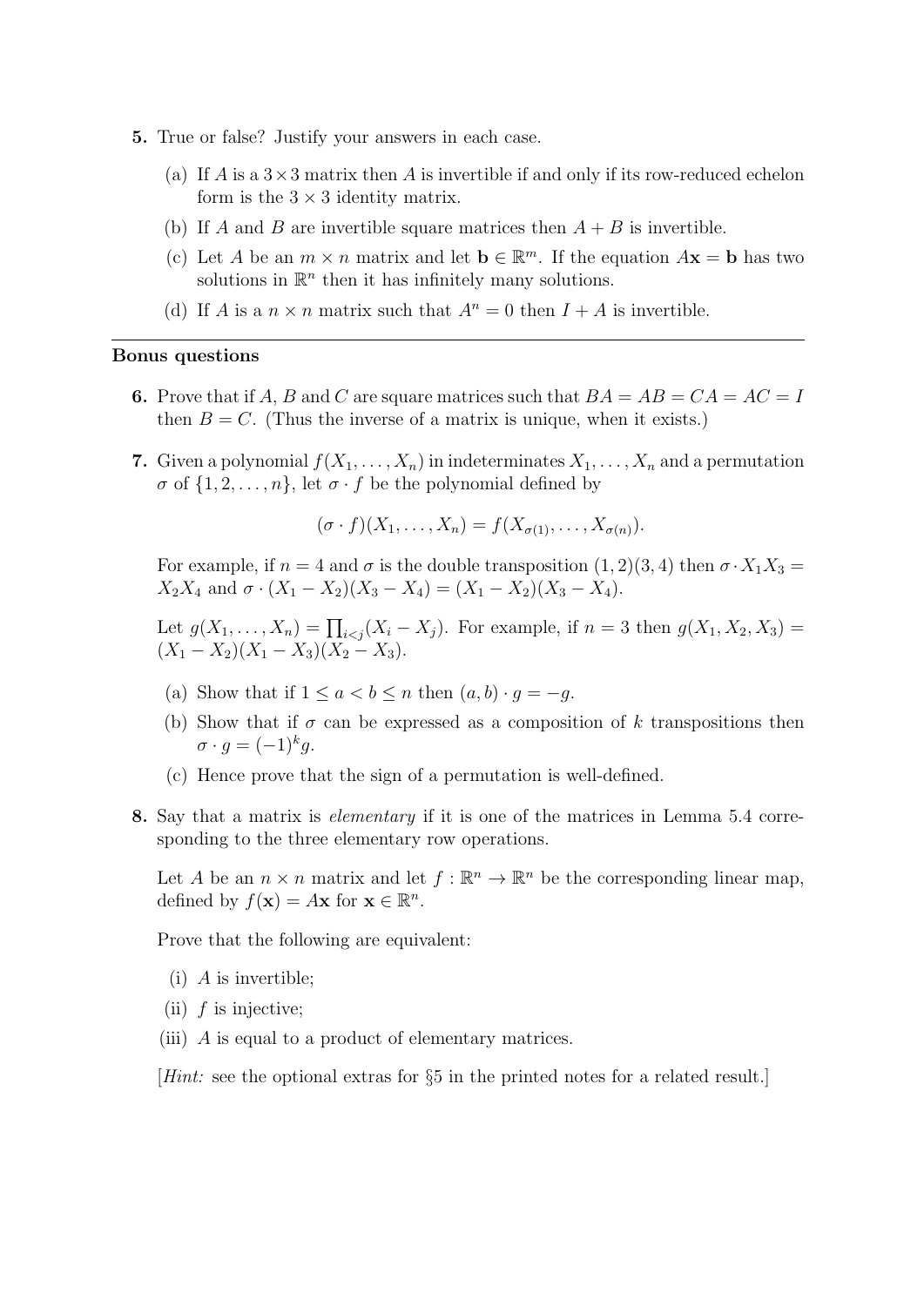**5.** True or false? Justify your answers in each case.

(a) If $A$ is a $3 \times 3$ matrix then $A$ is invertible if and only if its row-reduced echelon form is the $3 \times 3$ identity matrix.

(b) If $A$ and $B$ are invertible square matrices then $A + B$ is invertible.

(c) Let $A$ be an $m \times n$ matrix and let $\mathbf{b} \in \mathbb{R}^m$. If the equation $A\mathbf{x} = \mathbf{b}$ has two solutions in $\mathbb{R}^n$ then it has infinitely many solutions.

(d) If $A$ is a $n \times n$ matrix such that $A^n = 0$ then $I + A$ is invertible.

---

**Bonus questions**

**6.** Prove that if $A$, $B$ and $C$ are square matrices such that $BA = AB = CA = AC = I$ then $B = C$. (Thus the inverse of a matrix is unique, when it exists.)

**7.** Given a polynomial $f(X_1, \ldots, X_n)$ in indeterminates $X_1, \ldots, X_n$ and a permutation $\sigma$ of $\{1, 2, \ldots, n\}$, let $\sigma \cdot f$ be the polynomial defined by

$$(\sigma \cdot f)(X_1, \ldots, X_n) = f(X_{\sigma(1)}, \ldots, X_{\sigma(n)}).$$

For example, if $n = 4$ and $\sigma$ is the double transposition $(1, 2)(3, 4)$ then $\sigma \cdot X_1 X_3 = X_2 X_4$ and $\sigma \cdot (X_1 - X_2)(X_3 - X_4) = (X_1 - X_2)(X_3 - X_4)$.

Let $g(X_1, \ldots, X_n) = \prod_{i<j}(X_i - X_j)$. For example, if $n = 3$ then $g(X_1, X_2, X_3) = (X_1 - X_2)(X_1 - X_3)(X_2 - X_3)$.

(a) Show that if $1 \leq a < b \leq n$ then $(a, b) \cdot g = -g$.

(b) Show that if $\sigma$ can be expressed as a composition of $k$ transpositions then $\sigma \cdot g = (-1)^k g$.

(c) Hence prove that the sign of a permutation is well-defined.

**8.** Say that a matrix is *elementary* if it is one of the matrices in Lemma 5.4 corresponding to the three elementary row operations.

Let $A$ be an $n \times n$ matrix and let $f : \mathbb{R}^n \to \mathbb{R}^n$ be the corresponding linear map, defined by $f(\mathbf{x}) = A\mathbf{x}$ for $\mathbf{x} \in \mathbb{R}^n$.

Prove that the following are equivalent:

(i) $A$ is invertible;

(ii) $f$ is injective;

(iii) $A$ is equal to a product of elementary matrices.

[*Hint:* see the optional extras for §5 in the printed notes for a related result.]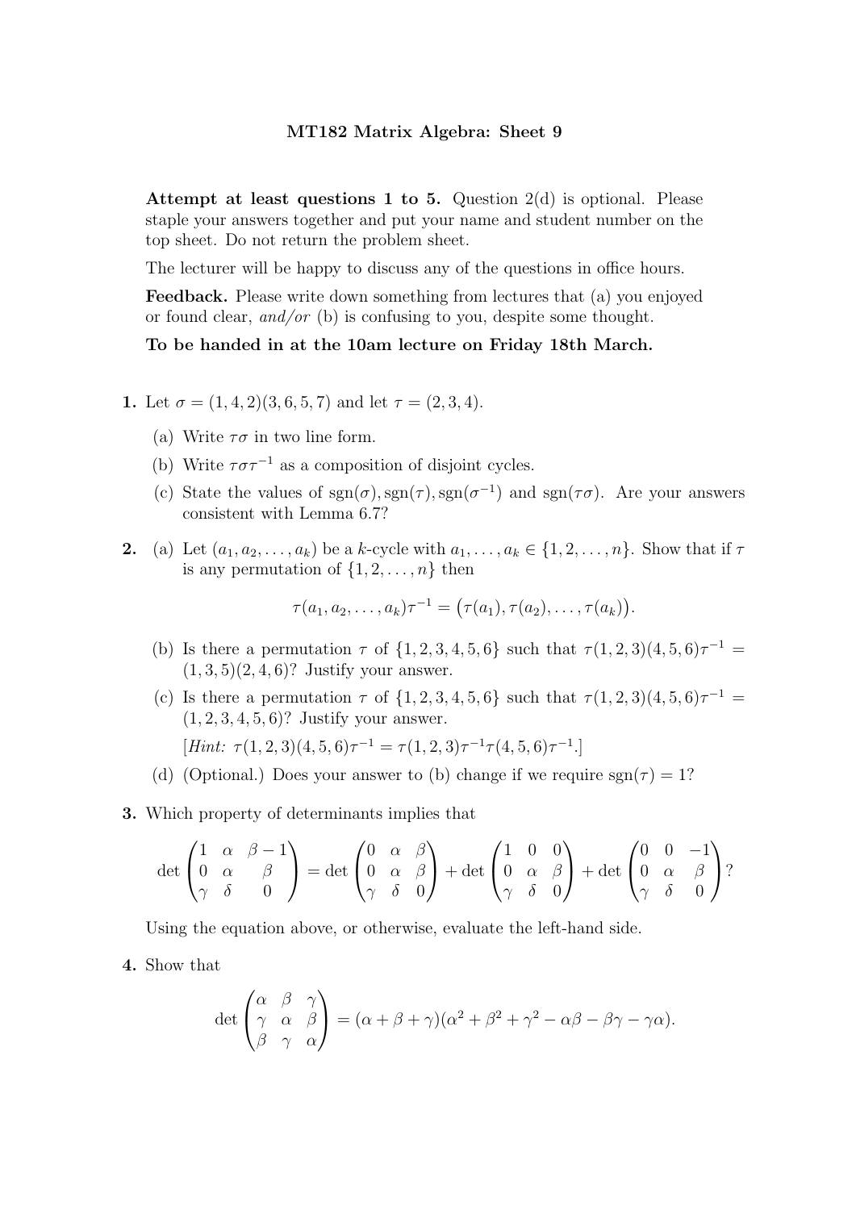# MT182 Matrix Algebra: Sheet 9

**Attempt at least questions 1 to 5.** Question 2(d) is optional. Please staple your answers together and put your name and student number on the top sheet. Do not return the problem sheet.

The lecturer will be happy to discuss any of the questions in office hours.

**Feedback.** Please write down something from lectures that (a) you enjoyed or found clear, *and/or* (b) is confusing to you, despite some thought.

**To be handed in at the 10am lecture on Friday 18th March.**

**1.** Let $\sigma = (1, 4, 2)(3, 6, 5, 7)$ and let $\tau = (2, 3, 4)$.

(a) Write $\tau\sigma$ in two line form.

(b) Write $\tau\sigma\tau^{-1}$ as a composition of disjoint cycles.

(c) State the values of $\operatorname{sgn}(\sigma), \operatorname{sgn}(\tau), \operatorname{sgn}(\sigma^{-1})$ and $\operatorname{sgn}(\tau\sigma)$. Are your answers consistent with Lemma 6.7?

**2.** (a) Let $(a_1, a_2, \ldots, a_k)$ be a $k$-cycle with $a_1, \ldots, a_k \in \{1, 2, \ldots, n\}$. Show that if $\tau$ is any permutation of $\{1, 2, \ldots, n\}$ then

$$\tau(a_1, a_2, \ldots, a_k)\tau^{-1} = \big(\tau(a_1), \tau(a_2), \ldots, \tau(a_k)\big).$$

(b) Is there a permutation $\tau$ of $\{1, 2, 3, 4, 5, 6\}$ such that $\tau(1, 2, 3)(4, 5, 6)\tau^{-1} = (1, 3, 5)(2, 4, 6)$? Justify your answer.

(c) Is there a permutation $\tau$ of $\{1, 2, 3, 4, 5, 6\}$ such that $\tau(1, 2, 3)(4, 5, 6)\tau^{-1} = (1, 2, 3, 4, 5, 6)$? Justify your answer.

[*Hint:* $\tau(1, 2, 3)(4, 5, 6)\tau^{-1} = \tau(1, 2, 3)\tau^{-1}\tau(4, 5, 6)\tau^{-1}$.]

(d) (Optional.) Does your answer to (b) change if we require $\operatorname{sgn}(\tau) = 1$?

**3.** Which property of determinants implies that

$$\det\begin{pmatrix} 1 & \alpha & \beta - 1 \\ 0 & \alpha & \beta \\ \gamma & \delta & 0 \end{pmatrix} = \det\begin{pmatrix} 0 & \alpha & \beta \\ 0 & \alpha & \beta \\ \gamma & \delta & 0 \end{pmatrix} + \det\begin{pmatrix} 1 & 0 & 0 \\ 0 & \alpha & \beta \\ \gamma & \delta & 0 \end{pmatrix} + \det\begin{pmatrix} 0 & 0 & -1 \\ 0 & \alpha & \beta \\ \gamma & \delta & 0 \end{pmatrix}?$$

Using the equation above, or otherwise, evaluate the left-hand side.

**4.** Show that

$$\det\begin{pmatrix} \alpha & \beta & \gamma \\ \gamma & \alpha & \beta \\ \beta & \gamma & \alpha \end{pmatrix} = (\alpha + \beta + \gamma)(\alpha^2 + \beta^2 + \gamma^2 - \alpha\beta - \beta\gamma - \gamma\alpha).$$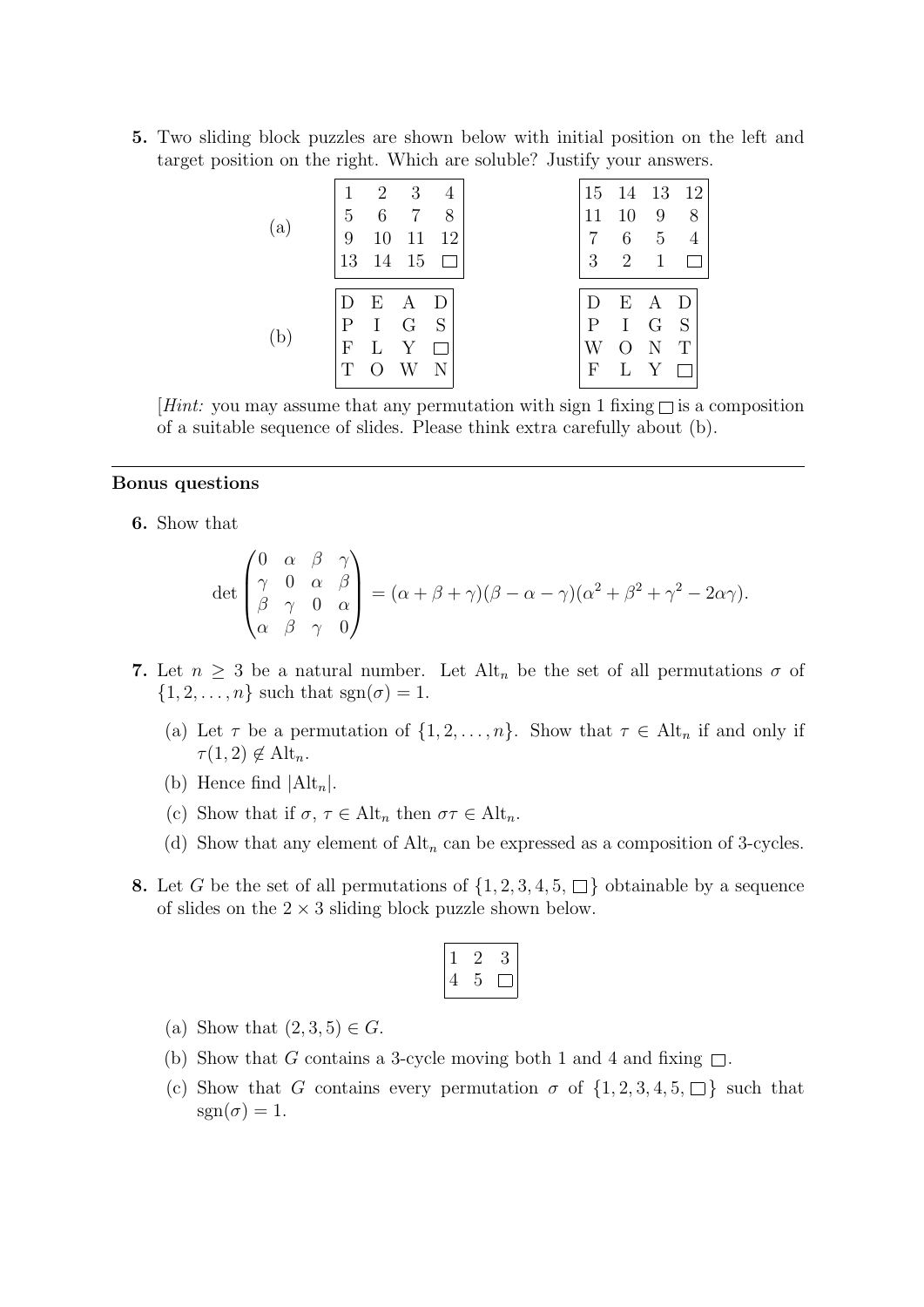**5.** Two sliding block puzzles are shown below with initial position on the left and target position on the right. Which are soluble? Justify your answers.

(a)

| 1 | 2 | 3 | 4 |
|---|---|---|---|
| 5 | 6 | 7 | 8 |
| 9 | 10 | 11 | 12 |
| 13 | 14 | 15 | □ |

| 15 | 14 | 13 | 12 |
|---|---|---|---|
| 11 | 10 | 9 | 8 |
| 7 | 6 | 5 | 4 |
| 3 | 2 | 1 | □ |

(b)

| D | E | A | D |
|---|---|---|---|
| P | I | G | S |
| F | L | Y | □ |
| T | O | W | N |

| D | E | A | D |
|---|---|---|---|
| P | I | G | S |
| W | O | N | T |
| F | L | Y | □ |

[*Hint:* you may assume that any permutation with sign 1 fixing □ is a composition of a suitable sequence of slides. Please think extra carefully about (b).

---

## Bonus questions

**6.** Show that

$$\det\begin{pmatrix} 0 & \alpha & \beta & \gamma \\ \gamma & 0 & \alpha & \beta \\ \beta & \gamma & 0 & \alpha \\ \alpha & \beta & \gamma & 0 \end{pmatrix} = (\alpha+\beta+\gamma)(\beta-\alpha-\gamma)(\alpha^2+\beta^2+\gamma^2-2\alpha\gamma).$$

**7.** Let $n \geq 3$ be a natural number. Let $\mathrm{Alt}_n$ be the set of all permutations $\sigma$ of $\{1, 2, \ldots, n\}$ such that $\mathrm{sgn}(\sigma) = 1$.

(a) Let $\tau$ be a permutation of $\{1, 2, \ldots, n\}$. Show that $\tau \in \mathrm{Alt}_n$ if and only if $\tau(1, 2) \notin \mathrm{Alt}_n$.

(b) Hence find $|\mathrm{Alt}_n|$.

(c) Show that if $\sigma, \tau \in \mathrm{Alt}_n$ then $\sigma\tau \in \mathrm{Alt}_n$.

(d) Show that any element of $\mathrm{Alt}_n$ can be expressed as a composition of 3-cycles.

**8.** Let $G$ be the set of all permutations of $\{1, 2, 3, 4, 5, □\}$ obtainable by a sequence of slides on the $2 \times 3$ sliding block puzzle shown below.

| 1 | 2 | 3 |
|---|---|---|
| 4 | 5 | □ |

(a) Show that $(2, 3, 5) \in G$.

(b) Show that $G$ contains a 3-cycle moving both 1 and 4 and fixing □.

(c) Show that $G$ contains every permutation $\sigma$ of $\{1, 2, 3, 4, 5, □\}$ such that $\mathrm{sgn}(\sigma) = 1$.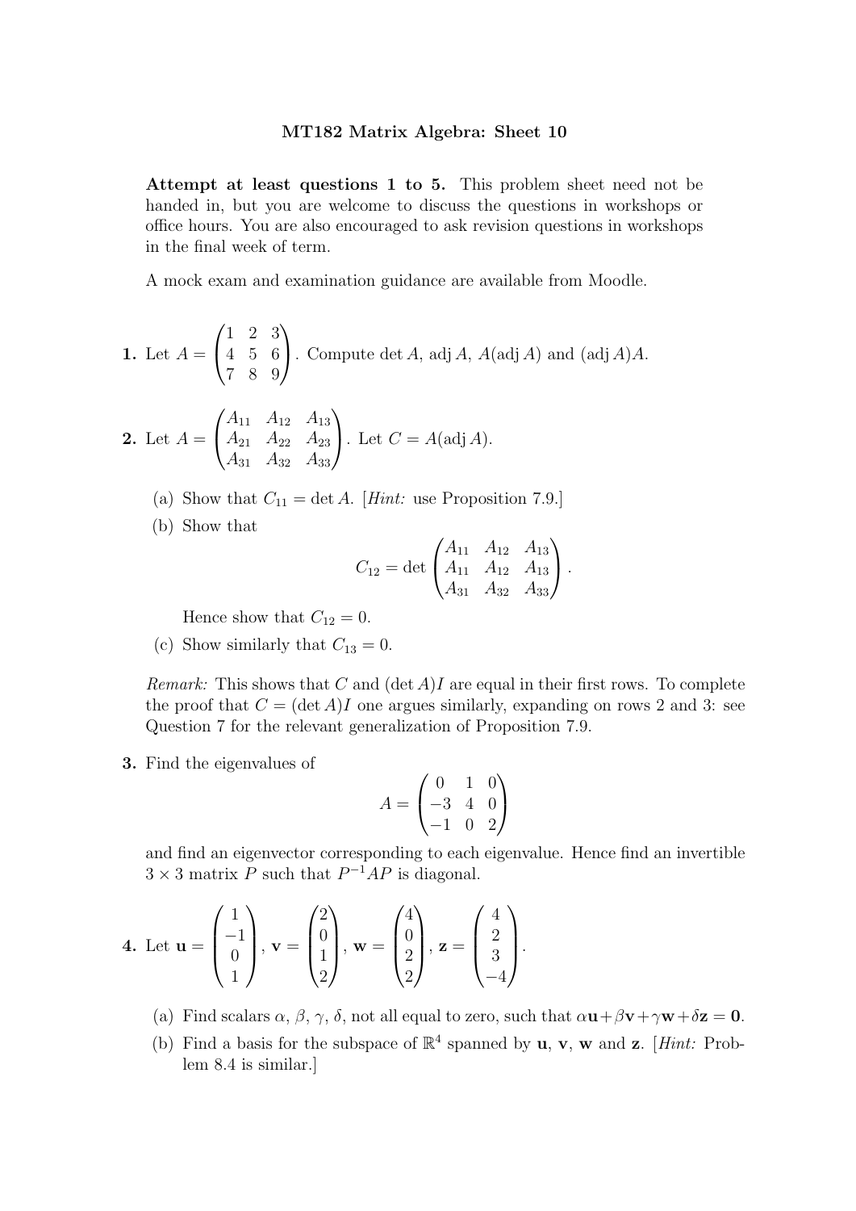# MT182 Matrix Algebra: Sheet 10

**Attempt at least questions 1 to 5.** This problem sheet need not be handed in, but you are welcome to discuss the questions in workshops or office hours. You are also encouraged to ask revision questions in workshops in the final week of term.

A mock exam and examination guidance are available from Moodle.

**1.** Let $A = \begin{pmatrix} 1 & 2 & 3 \\ 4 & 5 & 6 \\ 7 & 8 & 9 \end{pmatrix}$. Compute $\det A$, $\operatorname{adj} A$, $A(\operatorname{adj} A)$ and $(\operatorname{adj} A)A$.

**2.** Let $A = \begin{pmatrix} A_{11} & A_{12} & A_{13} \\ A_{21} & A_{22} & A_{23} \\ A_{31} & A_{32} & A_{33} \end{pmatrix}$. Let $C = A(\operatorname{adj} A)$.

(a) Show that $C_{11} = \det A$. [*Hint:* use Proposition 7.9.]

(b) Show that

$$C_{12} = \det \begin{pmatrix} A_{11} & A_{12} & A_{13} \\ A_{11} & A_{12} & A_{13} \\ A_{31} & A_{32} & A_{33} \end{pmatrix}.$$

Hence show that $C_{12} = 0$.

(c) Show similarly that $C_{13} = 0$.

*Remark:* This shows that $C$ and $(\det A)I$ are equal in their first rows. To complete the proof that $C = (\det A)I$ one argues similarly, expanding on rows 2 and 3: see Question 7 for the relevant generalization of Proposition 7.9.

**3.** Find the eigenvalues of

$$A = \begin{pmatrix} 0 & 1 & 0 \\ -3 & 4 & 0 \\ -1 & 0 & 2 \end{pmatrix}$$

and find an eigenvector corresponding to each eigenvalue. Hence find an invertible $3 \times 3$ matrix $P$ such that $P^{-1}AP$ is diagonal.

**4.** Let $\mathbf{u} = \begin{pmatrix} 1 \\ -1 \\ 0 \\ 1 \end{pmatrix}$, $\mathbf{v} = \begin{pmatrix} 2 \\ 0 \\ 1 \\ 2 \end{pmatrix}$, $\mathbf{w} = \begin{pmatrix} 4 \\ 0 \\ 2 \\ 2 \end{pmatrix}$, $\mathbf{z} = \begin{pmatrix} 4 \\ 2 \\ 3 \\ -4 \end{pmatrix}$.

(a) Find scalars $\alpha$, $\beta$, $\gamma$, $\delta$, not all equal to zero, such that $\alpha\mathbf{u} + \beta\mathbf{v} + \gamma\mathbf{w} + \delta\mathbf{z} = \mathbf{0}$.

(b) Find a basis for the subspace of $\mathbb{R}^4$ spanned by $\mathbf{u}$, $\mathbf{v}$, $\mathbf{w}$ and $\mathbf{z}$. [*Hint:* Problem 8.4 is similar.]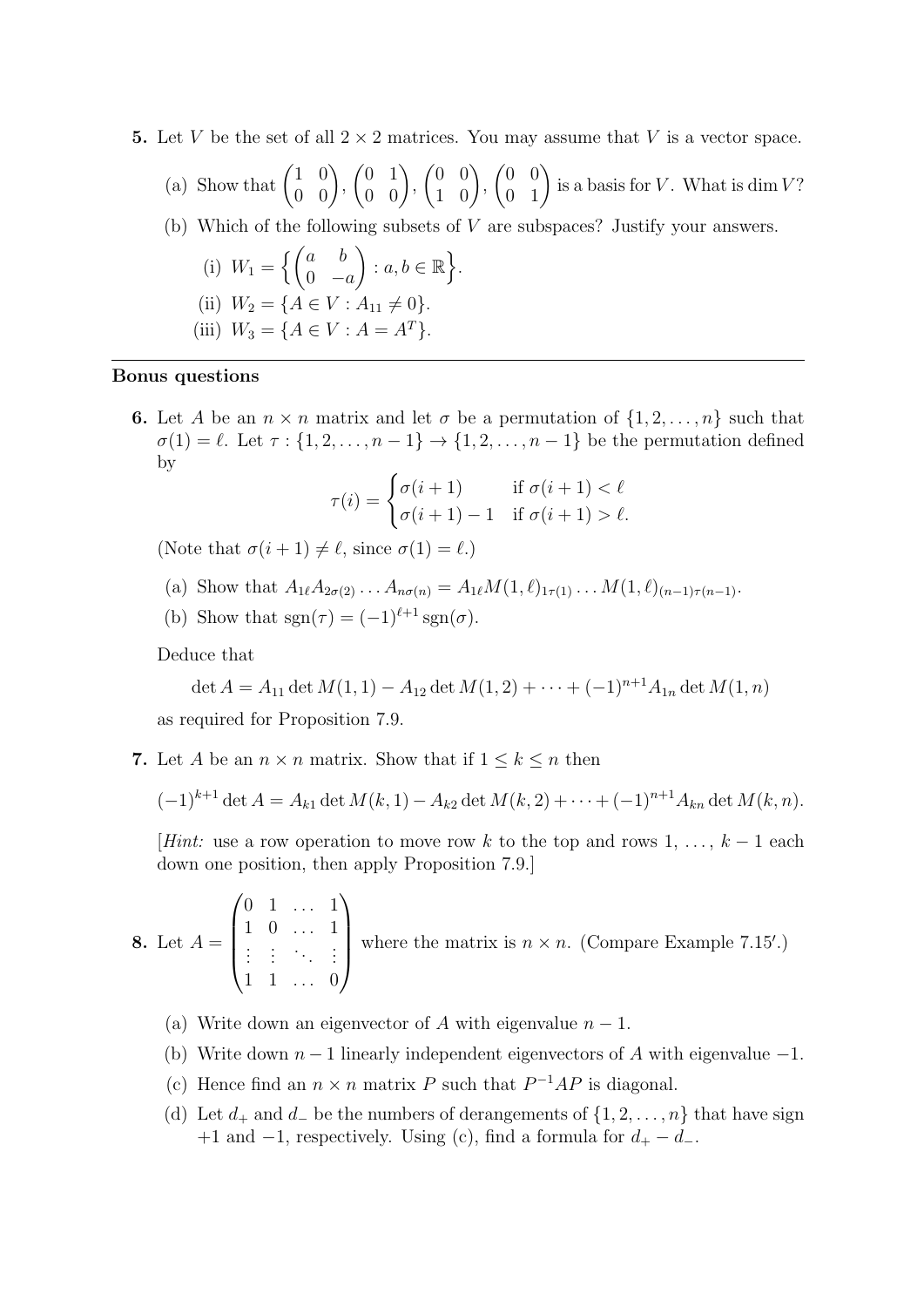**5.** Let $V$ be the set of all $2 \times 2$ matrices. You may assume that $V$ is a vector space.

(a) Show that $\begin{pmatrix} 1 & 0 \\ 0 & 0 \end{pmatrix}$, $\begin{pmatrix} 0 & 1 \\ 0 & 0 \end{pmatrix}$, $\begin{pmatrix} 0 & 0 \\ 1 & 0 \end{pmatrix}$, $\begin{pmatrix} 0 & 0 \\ 0 & 1 \end{pmatrix}$ is a basis for $V$. What is $\dim V$?

(b) Which of the following subsets of $V$ are subspaces? Justify your answers.

(i) $W_1 = \left\{ \begin{pmatrix} a & b \\ 0 & -a \end{pmatrix} : a, b \in \mathbb{R} \right\}$.

(ii) $W_2 = \{A \in V : A_{11} \neq 0\}$.

(iii) $W_3 = \{A \in V : A = A^T\}$.

---

## Bonus questions

**6.** Let $A$ be an $n \times n$ matrix and let $\sigma$ be a permutation of $\{1, 2, \ldots, n\}$ such that $\sigma(1) = \ell$. Let $\tau : \{1, 2, \ldots, n-1\} \to \{1, 2, \ldots, n-1\}$ be the permutation defined by

$$\tau(i) = \begin{cases} \sigma(i+1) & \text{if } \sigma(i+1) < \ell \\ \sigma(i+1) - 1 & \text{if } \sigma(i+1) > \ell. \end{cases}$$

(Note that $\sigma(i+1) \neq \ell$, since $\sigma(1) = \ell$.)

(a) Show that $A_{1\ell} A_{2\sigma(2)} \ldots A_{n\sigma(n)} = A_{1\ell} M(1,\ell)_{1\tau(1)} \ldots M(1,\ell)_{(n-1)\tau(n-1)}$.

(b) Show that $\operatorname{sgn}(\tau) = (-1)^{\ell+1} \operatorname{sgn}(\sigma)$.

Deduce that

$$\det A = A_{11} \det M(1,1) - A_{12} \det M(1,2) + \cdots + (-1)^{n+1} A_{1n} \det M(1,n)$$

as required for Proposition 7.9.

**7.** Let $A$ be an $n \times n$ matrix. Show that if $1 \leq k \leq n$ then

$$(-1)^{k+1} \det A = A_{k1} \det M(k,1) - A_{k2} \det M(k,2) + \cdots + (-1)^{n+1} A_{kn} \det M(k,n).$$

[*Hint:* use a row operation to move row $k$ to the top and rows $1, \ldots, k-1$ each down one position, then apply Proposition 7.9.]

**8.** Let $A = \begin{pmatrix} 0 & 1 & \ldots & 1 \\ 1 & 0 & \ldots & 1 \\ \vdots & \vdots & \ddots & \vdots \\ 1 & 1 & \ldots & 0 \end{pmatrix}$ where the matrix is $n \times n$. (Compare Example 7.15′.)

(a) Write down an eigenvector of $A$ with eigenvalue $n - 1$.

(b) Write down $n - 1$ linearly independent eigenvectors of $A$ with eigenvalue $-1$.

(c) Hence find an $n \times n$ matrix $P$ such that $P^{-1}AP$ is diagonal.

(d) Let $d_+$ and $d_-$ be the numbers of derangements of $\{1, 2, \ldots, n\}$ that have sign $+1$ and $-1$, respectively. Using (c), find a formula for $d_+ - d_-$.